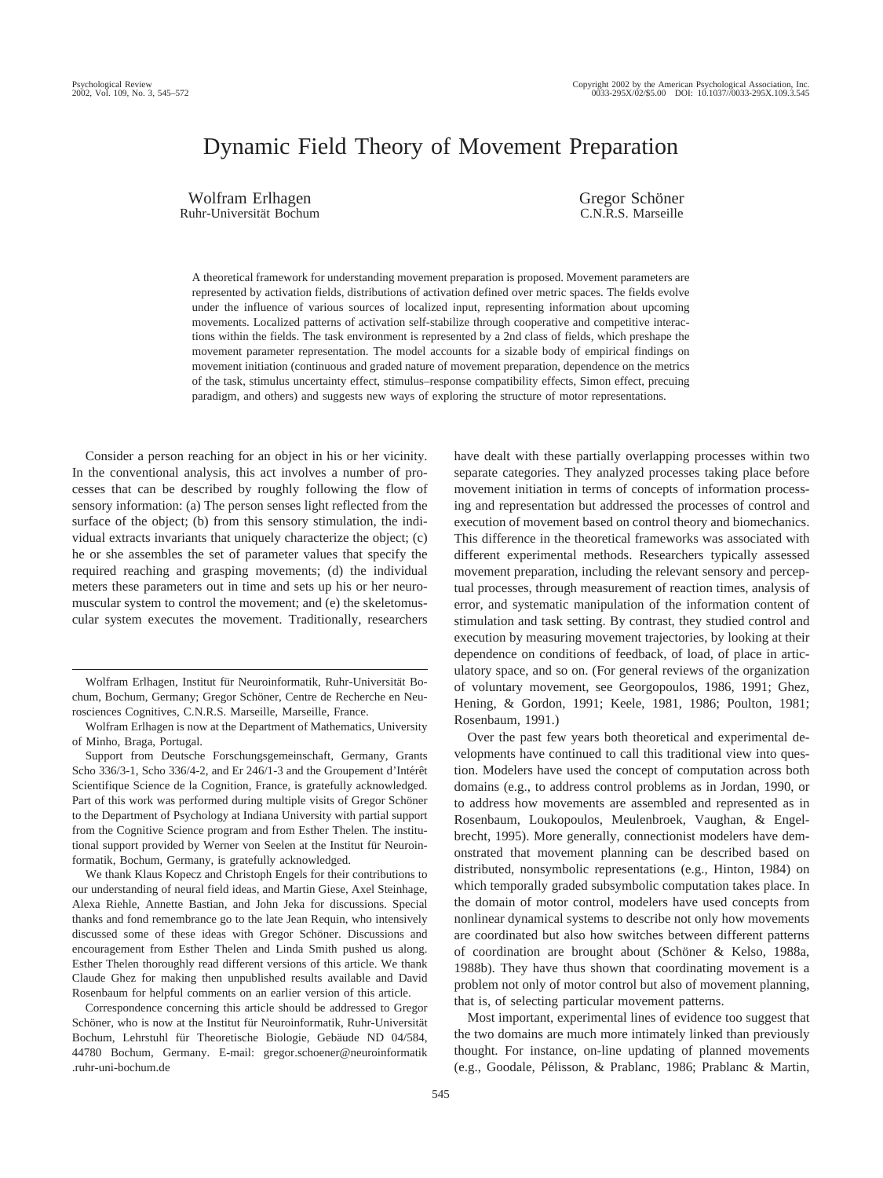# Dynamic Field Theory of Movement Preparation

Wolfram Erlhagen
Ruhr-Universität Bochum

Gregor Schöner
C.N.R.S. Marseille

A theoretical framework for understanding movement preparation is proposed. Movement parameters are represented by activation fields, distributions of activation defined over metric spaces. The fields evolve under the influence of various sources of localized input, representing information about upcoming movements. Localized patterns of activation self-stabilize through cooperative and competitive interactions within the fields. The task environment is represented by a 2nd class of fields, which preshape the movement parameter representation. The model accounts for a sizable body of empirical findings on movement initiation (continuous and graded nature of movement preparation, dependence on the metrics of the task, stimulus uncertainty effect, stimulus–response compatibility effects, Simon effect, precuing paradigm, and others) and suggests new ways of exploring the structure of motor representations.

Consider a person reaching for an object in his or her vicinity. In the conventional analysis, this act involves a number of processes that can be described by roughly following the flow of sensory information: (a) The person senses light reflected from the surface of the object; (b) from this sensory stimulation, the individual extracts invariants that uniquely characterize the object; (c) he or she assembles the set of parameter values that specify the required reaching and grasping movements; (d) the individual meters these parameters out in time and sets up his or her neuromuscular system to control the movement; and (e) the skeletomuscular system executes the movement. Traditionally, researchers have dealt with these partially overlapping processes within two separate categories. They analyzed processes taking place before movement initiation in terms of concepts of information processing and representation but addressed the processes of control and execution of movement based on control theory and biomechanics. This difference in the theoretical frameworks was associated with different experimental methods. Researchers typically assessed movement preparation, including the relevant sensory and perceptual processes, through measurement of reaction times, analysis of error, and systematic manipulation of the information content of stimulation and task setting. By contrast, they studied control and execution by measuring movement trajectories, by looking at their dependence on conditions of feedback, of load, of place in articulatory space, and so on. (For general reviews of the organization of voluntary movement, see Georgopoulos, 1986, 1991; Ghez, Hening, & Gordon, 1991; Keele, 1981, 1986; Poulton, 1981; Rosenbaum, 1991.)

Over the past few years both theoretical and experimental developments have continued to call this traditional view into question. Modelers have used the concept of computation across both domains (e.g., to address control problems as in Jordan, 1990, or to address how movements are assembled and represented as in Rosenbaum, Loukopoulos, Meulenbroek, Vaughan, & Engelbrecht, 1995). More generally, connectionist modelers have demonstrated that movement planning can be described based on distributed, nonsymbolic representations (e.g., Hinton, 1984) on which temporally graded subsymbolic computation takes place. In the domain of motor control, modelers have used concepts from nonlinear dynamical systems to describe not only how movements are coordinated but also how switches between different patterns of coordination are brought about (Schöner & Kelso, 1988a, 1988b). They have thus shown that coordinating movement is a problem not only of motor control but also of movement planning, that is, of selecting particular movement patterns.

Most important, experimental lines of evidence too suggest that the two domains are much more intimately linked than previously thought. For instance, on-line updating of planned movements (e.g., Goodale, Pélisson, & Prablanc, 1986; Prablanc & Martin,

Wolfram Erlhagen, Institut für Neuroinformatik, Ruhr-Universität Bochum, Bochum, Germany; Gregor Schöner, Centre de Recherche en Neurosciences Cognitives, C.N.R.S. Marseille, Marseille, France.

Wolfram Erlhagen is now at the Department of Mathematics, University of Minho, Braga, Portugal.

Support from Deutsche Forschungsgemeinschaft, Germany, Grants Scho 336/3-1, Scho 336/4-2, and Er 246/1-3 and the Groupement d'Intérêt Scientifique Science de la Cognition, France, is gratefully acknowledged. Part of this work was performed during multiple visits of Gregor Schöner to the Department of Psychology at Indiana University with partial support from the Cognitive Science program and from Esther Thelen. The institutional support provided by Werner von Seelen at the Institut für Neuroinformatik, Bochum, Germany, is gratefully acknowledged.

We thank Klaus Kopecz and Christoph Engels for their contributions to our understanding of neural field ideas, and Martin Giese, Axel Steinhage, Alexa Riehle, Annette Bastian, and John Jeka for discussions. Special thanks and fond remembrance go to the late Jean Requin, who intensively discussed some of these ideas with Gregor Schöner. Discussions and encouragement from Esther Thelen and Linda Smith pushed us along. Esther Thelen thoroughly read different versions of this article. We thank Claude Ghez for making then unpublished results available and David Rosenbaum for helpful comments on an earlier version of this article.

Correspondence concerning this article should be addressed to Gregor Schöner, who is now at the Institut für Neuroinformatik, Ruhr-Universität Bochum, Lehrstuhl für Theoretische Biologie, Gebäude ND 04/584, 44780 Bochum, Germany. E-mail: gregor.schoener@neuroinformatik.ruhr-uni-bochum.de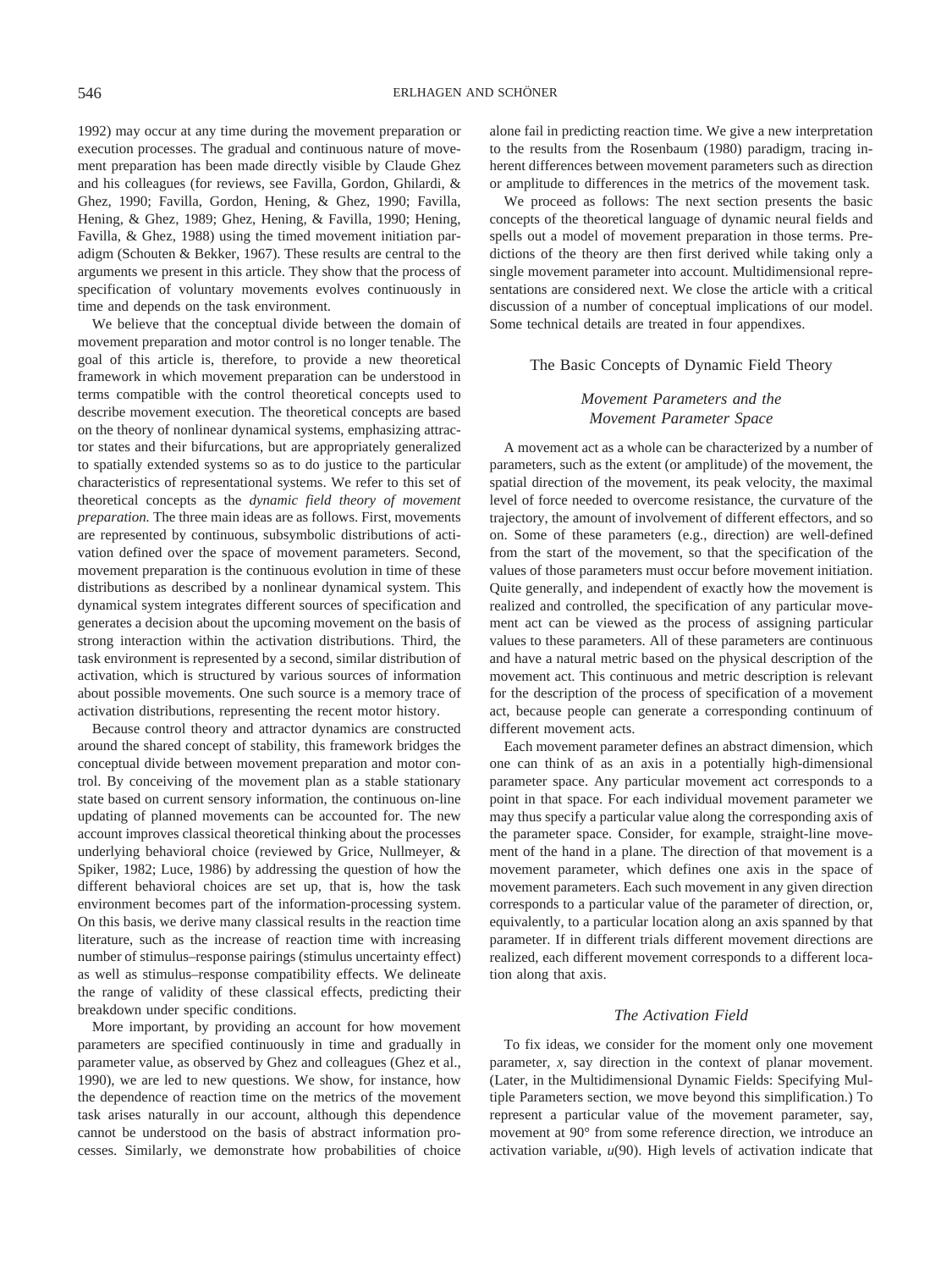1992) may occur at any time during the movement preparation or execution processes. The gradual and continuous nature of movement preparation has been made directly visible by Claude Ghez and his colleagues (for reviews, see Favilla, Gordon, Ghilardi, & Ghez, 1990; Favilla, Gordon, Hening, & Ghez, 1990; Favilla, Hening, & Ghez, 1989; Ghez, Hening, & Favilla, 1990; Hening, Favilla, & Ghez, 1988) using the timed movement initiation paradigm (Schouten & Bekker, 1967). These results are central to the arguments we present in this article. They show that the process of specification of voluntary movements evolves continuously in time and depends on the task environment.

We believe that the conceptual divide between the domain of movement preparation and motor control is no longer tenable. The goal of this article is, therefore, to provide a new theoretical framework in which movement preparation can be understood in terms compatible with the control theoretical concepts used to describe movement execution. The theoretical concepts are based on the theory of nonlinear dynamical systems, emphasizing attractor states and their bifurcations, but are appropriately generalized to spatially extended systems so as to do justice to the particular characteristics of representational systems. We refer to this set of theoretical concepts as the *dynamic field theory of movement preparation.* The three main ideas are as follows. First, movements are represented by continuous, subsymbolic distributions of activation defined over the space of movement parameters. Second, movement preparation is the continuous evolution in time of these distributions as described by a nonlinear dynamical system. This dynamical system integrates different sources of specification and generates a decision about the upcoming movement on the basis of strong interaction within the activation distributions. Third, the task environment is represented by a second, similar distribution of activation, which is structured by various sources of information about possible movements. One such source is a memory trace of activation distributions, representing the recent motor history.

Because control theory and attractor dynamics are constructed around the shared concept of stability, this framework bridges the conceptual divide between movement preparation and motor control. By conceiving of the movement plan as a stable stationary state based on current sensory information, the continuous on-line updating of planned movements can be accounted for. The new account improves classical theoretical thinking about the processes underlying behavioral choice (reviewed by Grice, Nullmeyer, & Spiker, 1982; Luce, 1986) by addressing the question of how the different behavioral choices are set up, that is, how the task environment becomes part of the information-processing system. On this basis, we derive many classical results in the reaction time literature, such as the increase of reaction time with increasing number of stimulus–response pairings (stimulus uncertainty effect) as well as stimulus–response compatibility effects. We delineate the range of validity of these classical effects, predicting their breakdown under specific conditions.

More important, by providing an account for how movement parameters are specified continuously in time and gradually in parameter value, as observed by Ghez and colleagues (Ghez et al., 1990), we are led to new questions. We show, for instance, how the dependence of reaction time on the metrics of the movement task arises naturally in our account, although this dependence cannot be understood on the basis of abstract information processes. Similarly, we demonstrate how probabilities of choice alone fail in predicting reaction time. We give a new interpretation to the results from the Rosenbaum (1980) paradigm, tracing inherent differences between movement parameters such as direction or amplitude to differences in the metrics of the movement task.

We proceed as follows: The next section presents the basic concepts of the theoretical language of dynamic neural fields and spells out a model of movement preparation in those terms. Predictions of the theory are then first derived while taking only a single movement parameter into account. Multidimensional representations are considered next. We close the article with a critical discussion of a number of conceptual implications of our model. Some technical details are treated in four appendixes.

## The Basic Concepts of Dynamic Field Theory

### *Movement Parameters and the Movement Parameter Space*

A movement act as a whole can be characterized by a number of parameters, such as the extent (or amplitude) of the movement, the spatial direction of the movement, its peak velocity, the maximal level of force needed to overcome resistance, the curvature of the trajectory, the amount of involvement of different effectors, and so on. Some of these parameters (e.g., direction) are well-defined from the start of the movement, so that the specification of the values of those parameters must occur before movement initiation. Quite generally, and independent of exactly how the movement is realized and controlled, the specification of any particular movement act can be viewed as the process of assigning particular values to these parameters. All of these parameters are continuous and have a natural metric based on the physical description of the movement act. This continuous and metric description is relevant for the description of the process of specification of a movement act, because people can generate a corresponding continuum of different movement acts.

Each movement parameter defines an abstract dimension, which one can think of as an axis in a potentially high-dimensional parameter space. Any particular movement act corresponds to a point in that space. For each individual movement parameter we may thus specify a particular value along the corresponding axis of the parameter space. Consider, for example, straight-line movement of the hand in a plane. The direction of that movement is a movement parameter, which defines one axis in the space of movement parameters. Each such movement in any given direction corresponds to a particular value of the parameter of direction, or, equivalently, to a particular location along an axis spanned by that parameter. If in different trials different movement directions are realized, each different movement corresponds to a different location along that axis.

### *The Activation Field*

To fix ideas, we consider for the moment only one movement parameter, $x$, say direction in the context of planar movement. (Later, in the Multidimensional Dynamic Fields: Specifying Multiple Parameters section, we move beyond this simplification.) To represent a particular value of the movement parameter, say, movement at 90° from some reference direction, we introduce an activation variable, $u(90)$. High levels of activation indicate that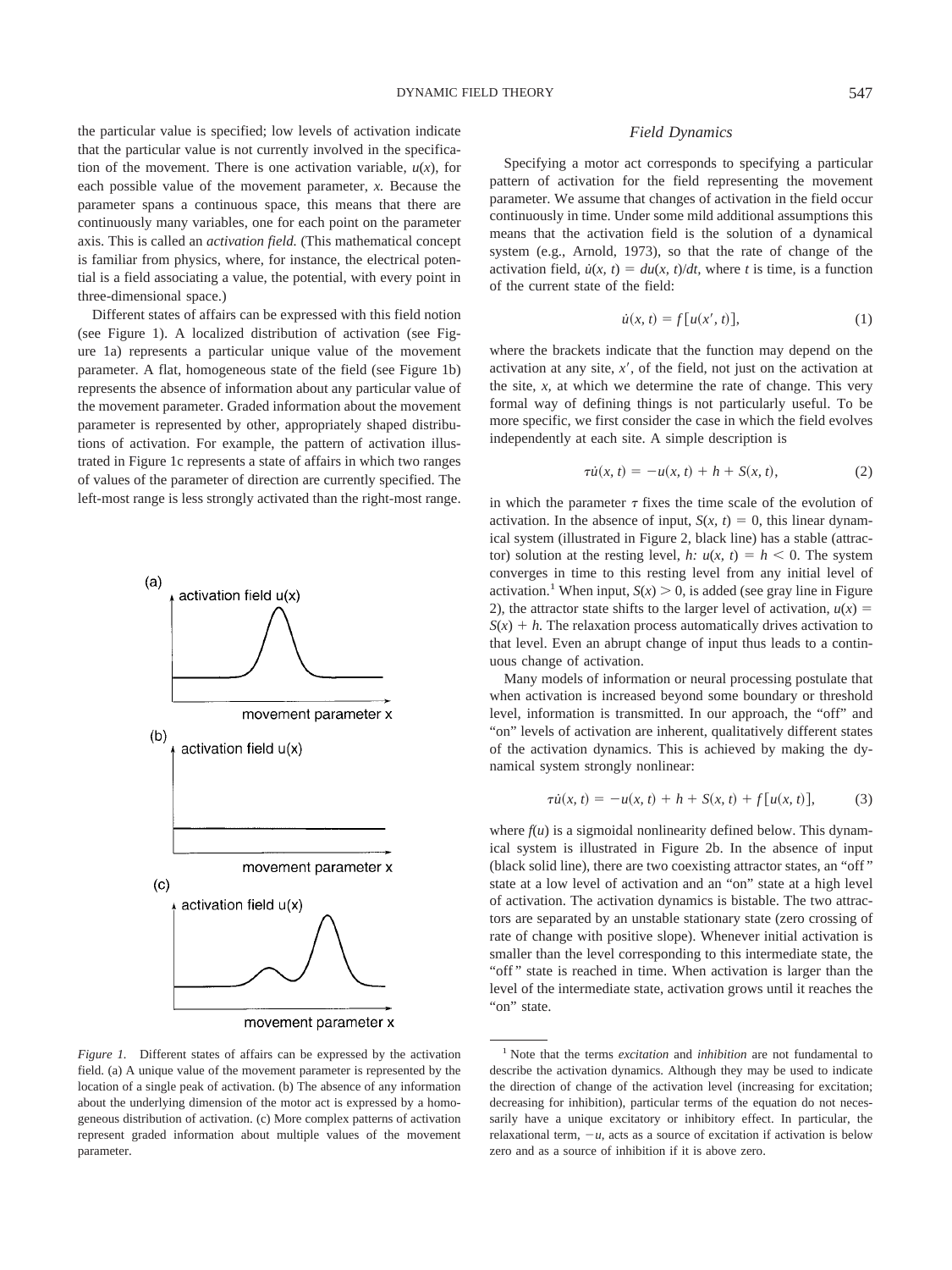the particular value is specified; low levels of activation indicate that the particular value is not currently involved in the specification of the movement. There is one activation variable, $u(x)$, for each possible value of the movement parameter, $x$. Because the parameter spans a continuous space, this means that there are continuously many variables, one for each point on the parameter axis. This is called an *activation field.* (This mathematical concept is familiar from physics, where, for instance, the electrical potential is a field associating a value, the potential, with every point in three-dimensional space.)

Different states of affairs can be expressed with this field notion (see Figure 1). A localized distribution of activation (see Figure 1a) represents a particular unique value of the movement parameter. A flat, homogeneous state of the field (see Figure 1b) represents the absence of information about any particular value of the movement parameter. Graded information about the movement parameter is represented by other, appropriately shaped distributions of activation. For example, the pattern of activation illustrated in Figure 1c represents a state of affairs in which two ranges of values of the parameter of direction are currently specified. The left-most range is less strongly activated than the right-most range.

*Figure 1.* Different states of affairs can be expressed by the activation field. (a) A unique value of the movement parameter is represented by the location of a single peak of activation. (b) The absence of any information about the underlying dimension of the motor act is expressed by a homogeneous distribution of activation. (c) More complex patterns of activation represent graded information about multiple values of the movement parameter.

### *Field Dynamics*

Specifying a motor act corresponds to specifying a particular pattern of activation for the field representing the movement parameter. We assume that changes of activation in the field occur continuously in time. Under some mild additional assumptions this means that the activation field is the solution of a dynamical system (e.g., Arnold, 1973), so that the rate of change of the activation field, $\dot{u}(x, t) = du(x, t)/dt$, where $t$ is time, is a function of the current state of the field:

$$\dot{u}(x, t) = f[u(x', t)], \tag{1}$$

where the brackets indicate that the function may depend on the activation at any site, $x'$, of the field, not just on the activation at the site, $x$, at which we determine the rate of change. This very formal way of defining things is not particularly useful. To be more specific, we first consider the case in which the field evolves independently at each site. A simple description is

$$\tau\dot{u}(x, t) = -u(x, t) + h + S(x, t), \tag{2}$$

in which the parameter $\tau$ fixes the time scale of the evolution of activation. In the absence of input, $S(x, t) = 0$, this linear dynamical system (illustrated in Figure 2, black line) has a stable (attractor) solution at the resting level, $h$: $u(x, t) = h < 0$. The system converges in time to this resting level from any initial level of activation.[1] When input, $S(x) > 0$, is added (see gray line in Figure 2), the attractor state shifts to the larger level of activation, $u(x) = S(x) + h$. The relaxation process automatically drives activation to that level. Even an abrupt change of input thus leads to a continuous change of activation.

Many models of information or neural processing postulate that when activation is increased beyond some boundary or threshold level, information is transmitted. In our approach, the "off" and "on" levels of activation are inherent, qualitatively different states of the activation dynamics. This is achieved by making the dynamical system strongly nonlinear:

$$\tau\dot{u}(x, t) = -u(x, t) + h + S(x, t) + f[u(x, t)], \tag{3}$$

where $f(u)$ is a sigmoidal nonlinearity defined below. This dynamical system is illustrated in Figure 2b. In the absence of input (black solid line), there are two coexisting attractor states, an "off" state at a low level of activation and an "on" state at a high level of activation. The activation dynamics is bistable. The two attractors are separated by an unstable stationary state (zero crossing of rate of change with positive slope). Whenever initial activation is smaller than the level corresponding to this intermediate state, the "off" state is reached in time. When activation is larger than the level of the intermediate state, activation grows until it reaches the "on" state.

[1] Note that the terms *excitation* and *inhibition* are not fundamental to describe the activation dynamics. Although they may be used to indicate the direction of change of the activation level (increasing for excitation; decreasing for inhibition), particular terms of the equation do not necessarily have a unique excitatory or inhibitory effect. In particular, the relaxational term, $-u$, acts as a source of excitation if activation is below zero and as a source of inhibition if it is above zero.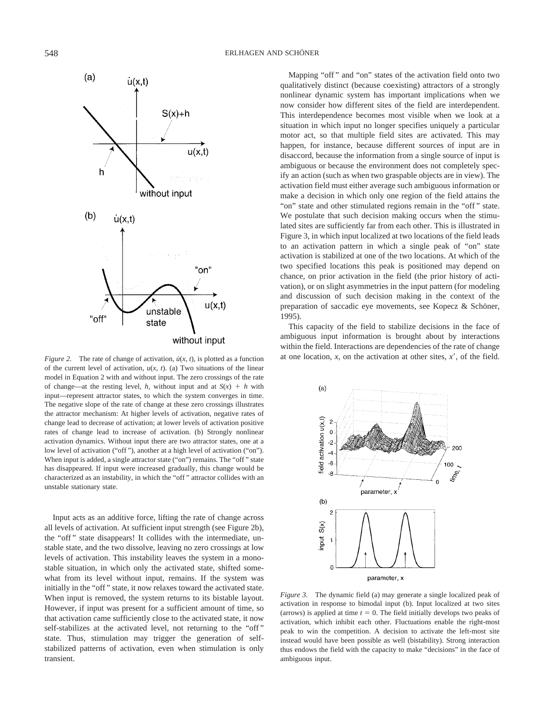*Figure 2.* The rate of change of activation, $\dot{u}(x, t)$, is plotted as a function of the current level of activation, $u(x, t)$. (a) Two situations of the linear model in Equation 2 with and without input. The zero crossings of the rate of change—at the resting level, $h$, without input and at $S(x) + h$ with input—represent attractor states, to which the system converges in time. The negative slope of the rate of change at these zero crossings illustrates the attractor mechanism: At higher levels of activation, negative rates of change lead to decrease of activation; at lower levels of activation positive rates of change lead to increase of activation. (b) Strongly nonlinear activation dynamics. Without input there are two attractor states, one at a low level of activation ("off"), another at a high level of activation ("on"). When input is added, a single attractor state ("on") remains. The "off" state has disappeared. If input were increased gradually, this change would be characterized as an instability, in which the "off" attractor collides with an unstable stationary state.

Input acts as an additive force, lifting the rate of change across all levels of activation. At sufficient input strength (see Figure 2b), the "off" state disappears! It collides with the intermediate, unstable state, and the two dissolve, leaving no zero crossings at low levels of activation. This instability leaves the system in a monostable situation, in which only the activated state, shifted somewhat from its level without input, remains. If the system was initially in the "off" state, it now relaxes toward the activated state. When input is removed, the system returns to its bistable layout. However, if input was present for a sufficient amount of time, so that activation came sufficiently close to the activated state, it now self-stabilizes at the activated level, not returning to the "off" state. Thus, stimulation may trigger the generation of self-stabilized patterns of activation, even when stimulation is only transient.

Mapping "off" and "on" states of the activation field onto two qualitatively distinct (because coexisting) attractors of a strongly nonlinear dynamic system has important implications when we now consider how different sites of the field are interdependent. This interdependence becomes most visible when we look at a situation in which input no longer specifies uniquely a particular motor act, so that multiple field sites are activated. This may happen, for instance, because different sources of input are in disaccord, because the information from a single source of input is ambiguous or because the environment does not completely specify an action (such as when two graspable objects are in view). The activation field must either average such ambiguous information or make a decision in which only one region of the field attains the "on" state and other stimulated regions remain in the "off" state. We postulate that such decision making occurs when the stimulated sites are sufficiently far from each other. This is illustrated in Figure 3, in which input localized at two locations of the field leads to an activation pattern in which a single peak of "on" state activation is stabilized at one of the two locations. At which of the two specified locations this peak is positioned may depend on chance, on prior activation in the field (the prior history of activation), or on slight asymmetries in the input pattern (for modeling and discussion of such decision making in the context of the preparation of saccadic eye movements, see Kopecz & Schöner, 1995).

This capacity of the field to stabilize decisions in the face of ambiguous input information is brought about by interactions within the field. Interactions are dependencies of the rate of change at one location, $x$, on the activation at other sites, $x'$, of the field.

*Figure 3.* The dynamic field (a) may generate a single localized peak of activation in response to bimodal input (b). Input localized at two sites (arrows) is applied at time $t = 0$. The field initially develops two peaks of activation, which inhibit each other. Fluctuations enable the right-most peak to win the competition. A decision to activate the left-most site instead would have been possible as well (bistability). Strong interaction thus endows the field with the capacity to make "decisions" in the face of ambiguous input.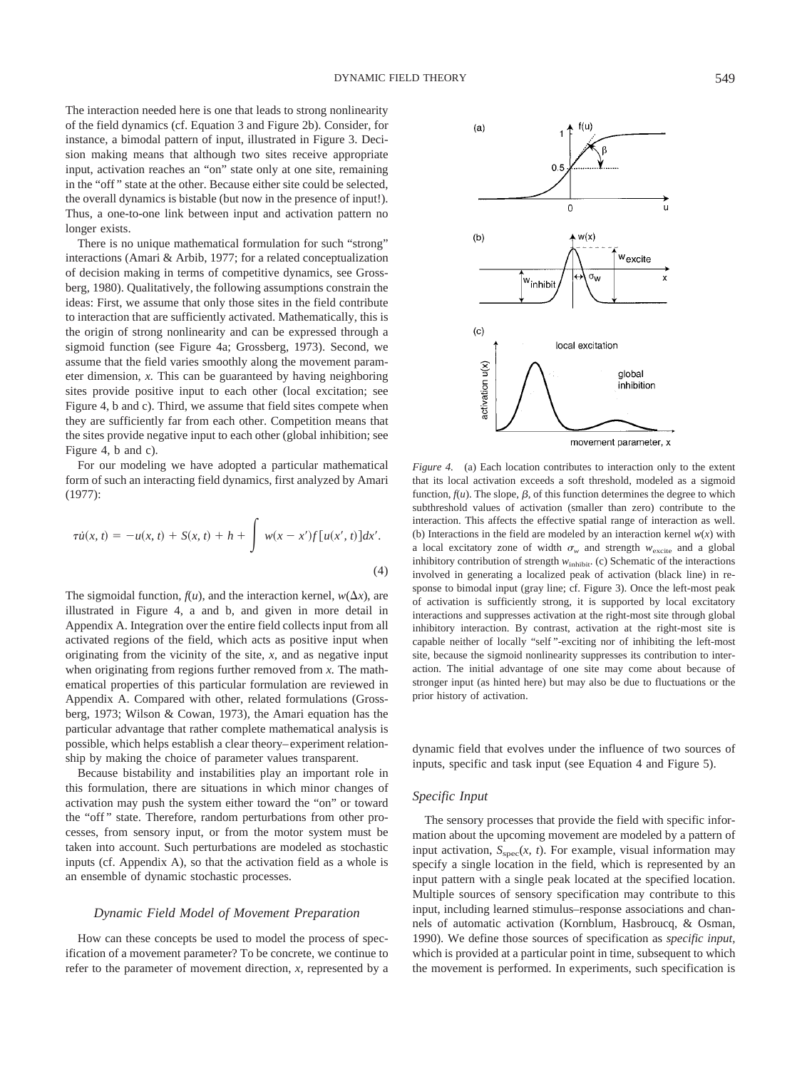The interaction needed here is one that leads to strong nonlinearity of the field dynamics (cf. Equation 3 and Figure 2b). Consider, for instance, a bimodal pattern of input, illustrated in Figure 3. Decision making means that although two sites receive appropriate input, activation reaches an "on" state only at one site, remaining in the "off" state at the other. Because either site could be selected, the overall dynamics is bistable (but now in the presence of input!). Thus, a one-to-one link between input and activation pattern no longer exists.

There is no unique mathematical formulation for such "strong" interactions (Amari & Arbib, 1977; for a related conceptualization of decision making in terms of competitive dynamics, see Grossberg, 1980). Qualitatively, the following assumptions constrain the ideas: First, we assume that only those sites in the field contribute to interaction that are sufficiently activated. Mathematically, this is the origin of strong nonlinearity and can be expressed through a sigmoid function (see Figure 4a; Grossberg, 1973). Second, we assume that the field varies smoothly along the movement parameter dimension, $x$. This can be guaranteed by having neighboring sites provide positive input to each other (local excitation; see Figure 4, b and c). Third, we assume that field sites compete when they are sufficiently far from each other. Competition means that the sites provide negative input to each other (global inhibition; see Figure 4, b and c).

For our modeling we have adopted a particular mathematical form of such an interacting field dynamics, first analyzed by Amari (1977):

$$\tau \dot{u}(x, t) = -u(x, t) + S(x, t) + h + \int w(x - x')f[u(x', t)]dx'. \tag{4}$$

The sigmoidal function, $f(u)$, and the interaction kernel, $w(\Delta x)$, are illustrated in Figure 4, a and b, and given in more detail in Appendix A. Integration over the entire field collects input from all activated regions of the field, which acts as positive input when originating from the vicinity of the site, $x$, and as negative input when originating from regions further removed from $x$. The mathematical properties of this particular formulation are reviewed in Appendix A. Compared with other, related formulations (Grossberg, 1973; Wilson & Cowan, 1973), the Amari equation has the particular advantage that rather complete mathematical analysis is possible, which helps establish a clear theory–experiment relationship by making the choice of parameter values transparent.

Because bistability and instabilities play an important role in this formulation, there are situations in which minor changes of activation may push the system either toward the "on" or toward the "off" state. Therefore, random perturbations from other processes, from sensory input, or from the motor system must be taken into account. Such perturbations are modeled as stochastic inputs (cf. Appendix A), so that the activation field as a whole is an ensemble of dynamic stochastic processes.

*Figure 4.* (a) Each location contributes to interaction only to the extent that its local activation exceeds a soft threshold, modeled as a sigmoid function, $f(u)$. The slope, $\beta$, of this function determines the degree to which subthreshold values of activation (smaller than zero) contribute to the interaction. This affects the effective spatial range of interaction as well. (b) Interactions in the field are modeled by an interaction kernel $w(x)$ with a local excitatory zone of width $\sigma_w$ and strength $w_{\text{excite}}$ and a global inhibitory contribution of strength $w_{\text{inhibit}}$. (c) Schematic of the interactions involved in generating a localized peak of activation (black line) in response to bimodal input (gray line; cf. Figure 3). Once the left-most peak of activation is sufficiently strong, it is supported by local excitatory interactions and suppresses activation at the right-most site through global inhibitory interaction. By contrast, activation at the right-most site is capable neither of locally "self"-exciting nor of inhibiting the left-most site, because the sigmoid nonlinearity suppresses its contribution to interaction. The initial advantage of one site may come about because of stronger input (as hinted here) but may also be due to fluctuations or the prior history of activation.

### *Dynamic Field Model of Movement Preparation*

How can these concepts be used to model the process of specification of a movement parameter? To be concrete, we continue to refer to the parameter of movement direction, $x$, represented by a dynamic field that evolves under the influence of two sources of inputs, specific and task input (see Equation 4 and Figure 5).

#### *Specific Input*

The sensory processes that provide the field with specific information about the upcoming movement are modeled by a pattern of input activation, $S_{\text{spec}}(x, t)$. For example, visual information may specify a single location in the field, which is represented by an input pattern with a single peak located at the specified location. Multiple sources of sensory specification may contribute to this input, including learned stimulus–response associations and channels of automatic activation (Kornblum, Hasbroucq, & Osman, 1990). We define those sources of specification as *specific input*, which is provided at a particular point in time, subsequent to which the movement is performed. In experiments, such specification is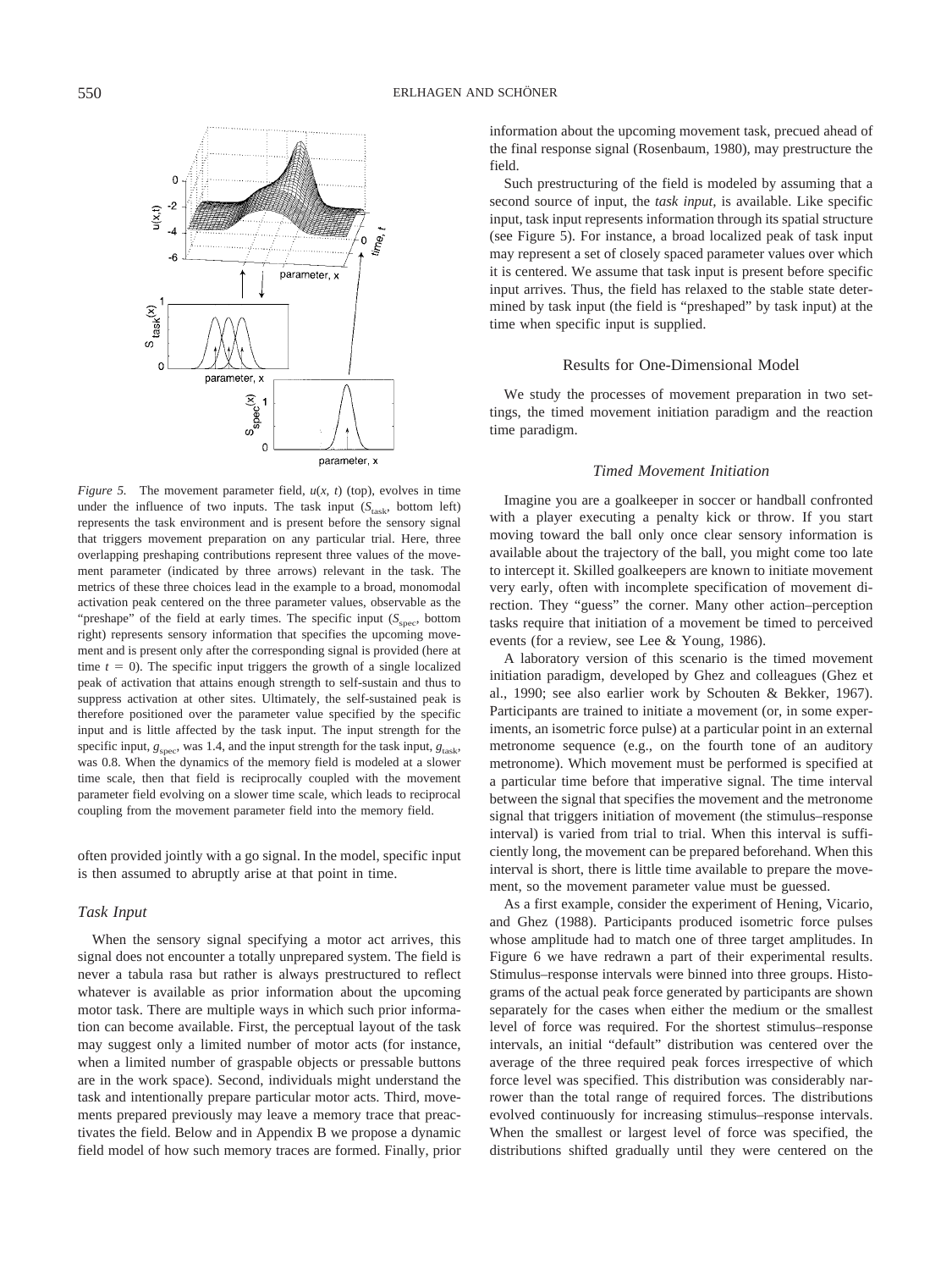*Figure 5.* The movement parameter field, $u(x, t)$ (top), evolves in time under the influence of two inputs. The task input ($S_{task}$, bottom left) represents the task environment and is present before the sensory signal that triggers movement preparation on any particular trial. Here, three overlapping preshaping contributions represent three values of the movement parameter (indicated by three arrows) relevant in the task. The metrics of these three choices lead in the example to a broad, monomodal activation peak centered on the three parameter values, observable as the "preshape" of the field at early times. The specific input ($S_{spec}$, bottom right) represents sensory information that specifies the upcoming movement and is present only after the corresponding signal is provided (here at time $t = 0$). The specific input triggers the growth of a single localized peak of activation that attains enough strength to self-sustain and thus to suppress activation at other sites. Ultimately, the self-sustained peak is therefore positioned over the parameter value specified by the specific input and is little affected by the task input. The input strength for the specific input, $g_{spec}$, was 1.4, and the input strength for the task input, $g_{task}$, was 0.8. When the dynamics of the memory field is modeled at a slower time scale, then that field is reciprocally coupled with the movement parameter field evolving on a slower time scale, which leads to reciprocal coupling from the movement parameter field into the memory field.

often provided jointly with a go signal. In the model, specific input is then assumed to abruptly arise at that point in time.

### Task Input

When the sensory signal specifying a motor act arrives, this signal does not encounter a totally unprepared system. The field is never a tabula rasa but rather is always prestructured to reflect whatever is available as prior information about the upcoming motor task. There are multiple ways in which such prior information can become available. First, the perceptual layout of the task may suggest only a limited number of motor acts (for instance, when a limited number of graspable objects or pressable buttons are in the work space). Second, individuals might understand the task and intentionally prepare particular motor acts. Third, movements prepared previously may leave a memory trace that preactivates the field. Below and in Appendix B we propose a dynamic field model of how such memory traces are formed. Finally, prior information about the upcoming movement task, precued ahead of the final response signal (Rosenbaum, 1980), may prestructure the field.

Such prestructuring of the field is modeled by assuming that a second source of input, the *task input*, is available. Like specific input, task input represents information through its spatial structure (see Figure 5). For instance, a broad localized peak of task input may represent a set of closely spaced parameter values over which it is centered. We assume that task input is present before specific input arrives. Thus, the field has relaxed to the stable state determined by task input (the field is "preshaped" by task input) at the time when specific input is supplied.

## Results for One-Dimensional Model

We study the processes of movement preparation in two settings, the timed movement initiation paradigm and the reaction time paradigm.

### *Timed Movement Initiation*

Imagine you are a goalkeeper in soccer or handball confronted with a player executing a penalty kick or throw. If you start moving toward the ball only once clear sensory information is available about the trajectory of the ball, you might come too late to intercept it. Skilled goalkeepers are known to initiate movement very early, often with incomplete specification of movement direction. They "guess" the corner. Many other action–perception tasks require that initiation of a movement be timed to perceived events (for a review, see Lee & Young, 1986).

A laboratory version of this scenario is the timed movement initiation paradigm, developed by Ghez and colleagues (Ghez et al., 1990; see also earlier work by Schouten & Bekker, 1967). Participants are trained to initiate a movement (or, in some experiments, an isometric force pulse) at a particular point in an external metronome sequence (e.g., on the fourth tone of an auditory metronome). Which movement must be performed is specified at a particular time before that imperative signal. The time interval between the signal that specifies the movement and the metronome signal that triggers initiation of movement (the stimulus–response interval) is varied from trial to trial. When this interval is sufficiently long, the movement can be prepared beforehand. When this interval is short, there is little time available to prepare the movement, so the movement parameter value must be guessed.

As a first example, consider the experiment of Hening, Vicario, and Ghez (1988). Participants produced isometric force pulses whose amplitude had to match one of three target amplitudes. In Figure 6 we have redrawn a part of their experimental results. Stimulus–response intervals were binned into three groups. Histograms of the actual peak force generated by participants are shown separately for the cases when either the medium or the smallest level of force was required. For the shortest stimulus–response intervals, an initial "default" distribution was centered over the average of the three required peak forces irrespective of which force level was specified. This distribution was considerably narrower than the total range of required forces. The distributions evolved continuously for increasing stimulus–response intervals. When the smallest or largest level of force was specified, the distributions shifted gradually until they were centered on the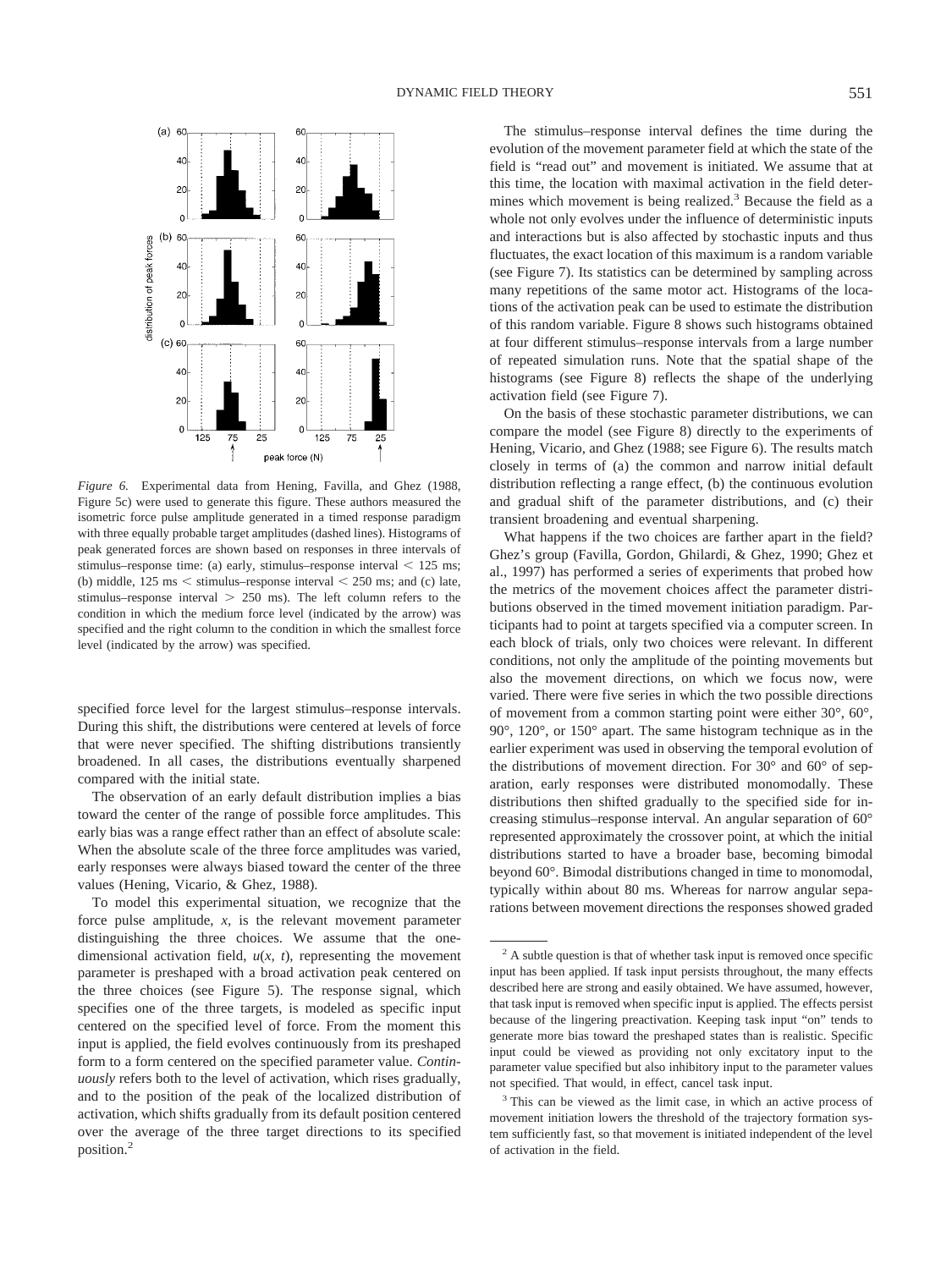*Figure 6.* Experimental data from Hening, Favilla, and Ghez (1988, Figure 5c) were used to generate this figure. These authors measured the isometric force pulse amplitude generated in a timed response paradigm with three equally probable target amplitudes (dashed lines). Histograms of peak generated forces are shown based on responses in three intervals of stimulus–response time: (a) early, stimulus–response interval < 125 ms; (b) middle, 125 ms < stimulus–response interval < 250 ms; and (c) late, stimulus–response interval > 250 ms). The left column refers to the condition in which the medium force level (indicated by the arrow) was specified and the right column to the condition in which the smallest force level (indicated by the arrow) was specified.

specified force level for the largest stimulus–response intervals. During this shift, the distributions were centered at levels of force that were never specified. The shifting distributions transiently broadened. In all cases, the distributions eventually sharpened compared with the initial state.

The observation of an early default distribution implies a bias toward the center of the range of possible force amplitudes. This early bias was a range effect rather than an effect of absolute scale: When the absolute scale of the three force amplitudes was varied, early responses were always biased toward the center of the three values (Hening, Vicario, & Ghez, 1988).

To model this experimental situation, we recognize that the force pulse amplitude, $x$, is the relevant movement parameter distinguishing the three choices. We assume that the one-dimensional activation field, $u(x, t)$, representing the movement parameter is preshaped with a broad activation peak centered on the three choices (see Figure 5). The response signal, which specifies one of the three targets, is modeled as specific input centered on the specified level of force. From the moment this input is applied, the field evolves continuously from its preshaped form to a form centered on the specified parameter value. *Continuously* refers both to the level of activation, which rises gradually, and to the position of the peak of the localized distribution of activation, which shifts gradually from its default position centered over the average of the three target directions to its specified position.[2]

The stimulus–response interval defines the time during the evolution of the movement parameter field at which the state of the field is "read out" and movement is initiated. We assume that at this time, the location with maximal activation in the field determines which movement is being realized.[3] Because the field as a whole not only evolves under the influence of deterministic inputs and interactions but is also affected by stochastic inputs and thus fluctuates, the exact location of this maximum is a random variable (see Figure 7). Its statistics can be determined by sampling across many repetitions of the same motor act. Histograms of the locations of the activation peak can be used to estimate the distribution of this random variable. Figure 8 shows such histograms obtained at four different stimulus–response intervals from a large number of repeated simulation runs. Note that the spatial shape of the histograms (see Figure 8) reflects the shape of the underlying activation field (see Figure 7).

On the basis of these stochastic parameter distributions, we can compare the model (see Figure 8) directly to the experiments of Hening, Vicario, and Ghez (1988; see Figure 6). The results match closely in terms of (a) the common and narrow initial default distribution reflecting a range effect, (b) the continuous evolution and gradual shift of the parameter distributions, and (c) their transient broadening and eventual sharpening.

What happens if the two choices are farther apart in the field? Ghez's group (Favilla, Gordon, Ghilardi, & Ghez, 1990; Ghez et al., 1997) has performed a series of experiments that probed how the metrics of the movement choices affect the parameter distributions observed in the timed movement initiation paradigm. Participants had to point at targets specified via a computer screen. In each block of trials, only two choices were relevant. In different conditions, not only the amplitude of the pointing movements but also the movement directions, on which we focus now, were varied. There were five series in which the two possible directions of movement from a common starting point were either 30°, 60°, 90°, 120°, or 150° apart. The same histogram technique as in the earlier experiment was used in observing the temporal evolution of the distributions of movement direction. For 30° and 60° of separation, early responses were distributed monomodally. These distributions then shifted gradually to the specified side for increasing stimulus–response interval. An angular separation of 60° represented approximately the crossover point, at which the initial distributions started to have a broader base, becoming bimodal beyond 60°. Bimodal distributions changed in time to monomodal, typically within about 80 ms. Whereas for narrow angular separations between movement directions the responses showed graded

[2] A subtle question is that of whether task input is removed once specific input has been applied. If task input persists throughout, the many effects described here are strong and easily obtained. We have assumed, however, that task input is removed when specific input is applied. The effects persist because of the lingering preactivation. Keeping task input "on" tends to generate more bias toward the preshaped states than is realistic. Specific input could be viewed as providing not only excitatory input to the parameter value specified but also inhibitory input to the parameter values not specified. That would, in effect, cancel task input.

[3] This can be viewed as the limit case, in which an active process of movement initiation lowers the threshold of the trajectory formation system sufficiently fast, so that movement is initiated independent of the level of activation in the field.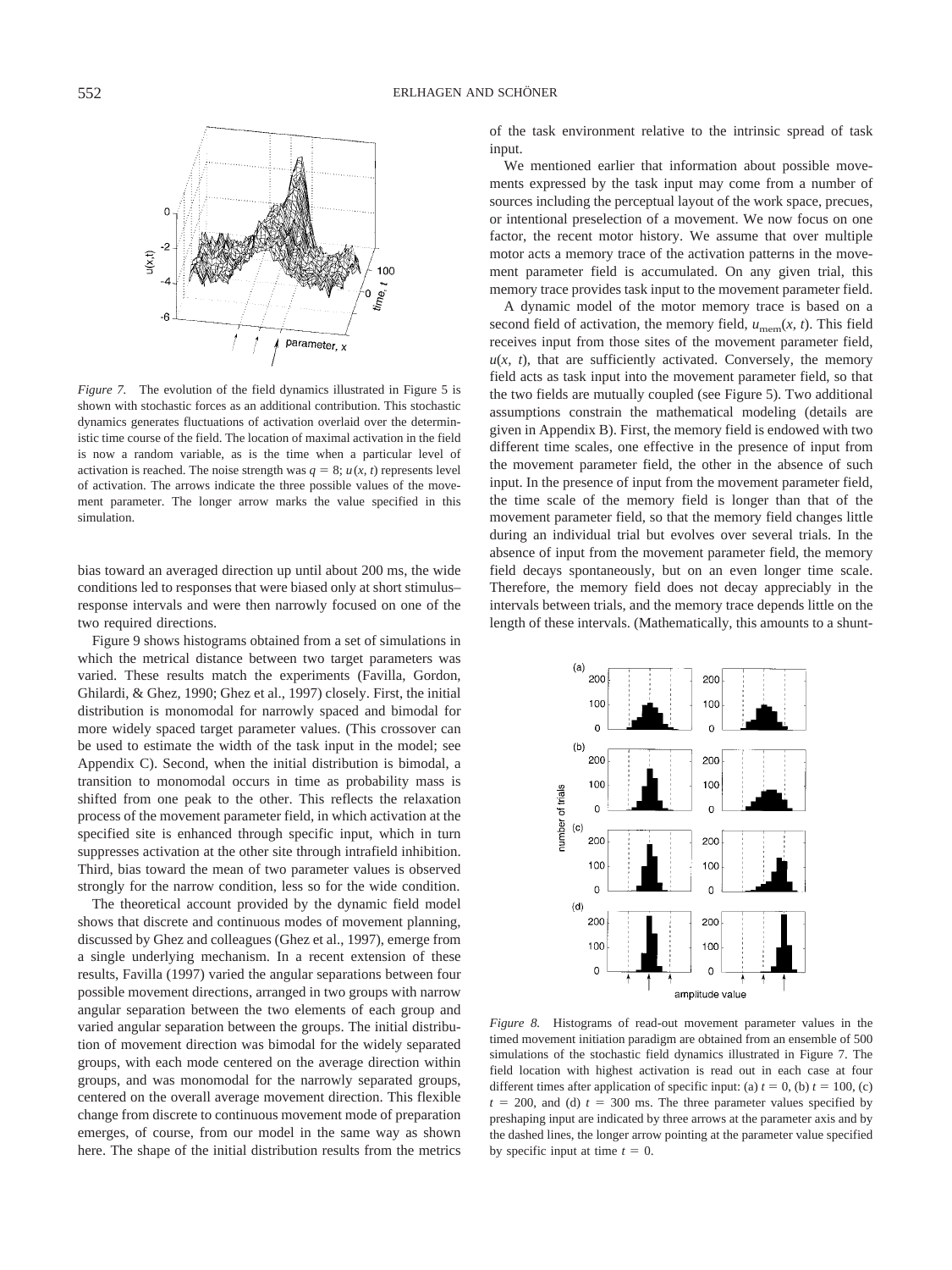*Figure 7.* The evolution of the field dynamics illustrated in Figure 5 is shown with stochastic forces as an additional contribution. This stochastic dynamics generates fluctuations of activation overlaid over the deterministic time course of the field. The location of maximal activation in the field is now a random variable, as is the time when a particular level of activation is reached. The noise strength was $q = 8$; $u(x, t)$ represents level of activation. The arrows indicate the three possible values of the movement parameter. The longer arrow marks the value specified in this simulation.

bias toward an averaged direction up until about 200 ms, the wide conditions led to responses that were biased only at short stimulus–response intervals and were then narrowly focused on one of the two required directions.

Figure 9 shows histograms obtained from a set of simulations in which the metrical distance between two target parameters was varied. These results match the experiments (Favilla, Gordon, Ghilardi, & Ghez, 1990; Ghez et al., 1997) closely. First, the initial distribution is monomodal for narrowly spaced and bimodal for more widely spaced target parameter values. (This crossover can be used to estimate the width of the task input in the model; see Appendix C). Second, when the initial distribution is bimodal, a transition to monomodal occurs in time as probability mass is shifted from one peak to the other. This reflects the relaxation process of the movement parameter field, in which activation at the specified site is enhanced through specific input, which in turn suppresses activation at the other site through intrafield inhibition. Third, bias toward the mean of two parameter values is observed strongly for the narrow condition, less so for the wide condition.

The theoretical account provided by the dynamic field model shows that discrete and continuous modes of movement planning, discussed by Ghez and colleagues (Ghez et al., 1997), emerge from a single underlying mechanism. In a recent extension of these results, Favilla (1997) varied the angular separations between four possible movement directions, arranged in two groups with narrow angular separation between the two elements of each group and varied angular separation between the groups. The initial distribution of movement direction was bimodal for the widely separated groups, with each mode centered on the average direction within groups, and was monomodal for the narrowly separated groups, centered on the overall average movement direction. This flexible change from discrete to continuous movement mode of preparation emerges, of course, from our model in the same way as shown here. The shape of the initial distribution results from the metrics of the task environment relative to the intrinsic spread of task input.

We mentioned earlier that information about possible movements expressed by the task input may come from a number of sources including the perceptual layout of the work space, precues, or intentional preselection of a movement. We now focus on one factor, the recent motor history. We assume that over multiple motor acts a memory trace of the activation patterns in the movement parameter field is accumulated. On any given trial, this memory trace provides task input to the movement parameter field.

A dynamic model of the motor memory trace is based on a second field of activation, the memory field, $u_{\text{mem}}(x, t)$. This field receives input from those sites of the movement parameter field, $u(x, t)$, that are sufficiently activated. Conversely, the memory field acts as task input into the movement parameter field, so that the two fields are mutually coupled (see Figure 5). Two additional assumptions constrain the mathematical modeling (details are given in Appendix B). First, the memory field is endowed with two different time scales, one effective in the presence of input from the movement parameter field, the other in the absence of such input. In the presence of input from the movement parameter field, the time scale of the memory field is longer than that of the movement parameter field, so that the memory field changes little during an individual trial but evolves over several trials. In the absence of input from the movement parameter field, the memory field decays spontaneously, but on an even longer time scale. Therefore, the memory field does not decay appreciably in the intervals between trials, and the memory trace depends little on the length of these intervals. (Mathematically, this amounts to a shunt-

*Figure 8.* Histograms of read-out movement parameter values in the timed movement initiation paradigm are obtained from an ensemble of 500 simulations of the stochastic field dynamics illustrated in Figure 7. The field location with highest activation is read out in each case at four different times after application of specific input: (a) $t = 0$, (b) $t = 100$, (c) $t = 200$, and (d) $t = 300$ ms. The three parameter values specified by preshaping input are indicated by three arrows at the parameter axis and by the dashed lines, the longer arrow pointing at the parameter value specified by specific input at time $t = 0$.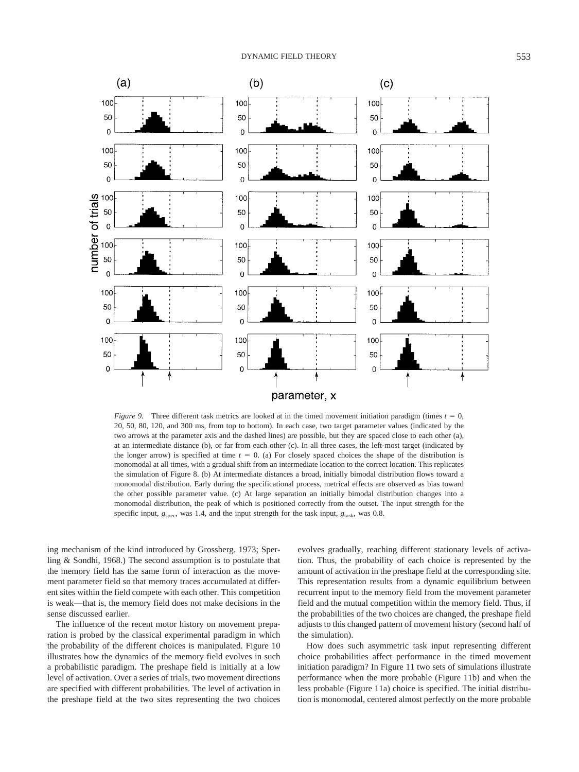*Figure 9.* Three different task metrics are looked at in the timed movement initiation paradigm (times $t = 0$, 20, 50, 80, 120, and 300 ms, from top to bottom). In each case, two target parameter values (indicated by the two arrows at the parameter axis and the dashed lines) are possible, but they are spaced close to each other (a), at an intermediate distance (b), or far from each other (c). In all three cases, the left-most target (indicated by the longer arrow) is specified at time $t = 0$. (a) For closely spaced choices the shape of the distribution is monomodal at all times, with a gradual shift from an intermediate location to the correct location. This replicates the simulation of Figure 8. (b) At intermediate distances a broad, initially bimodal distribution flows toward a monomodal distribution. Early during the specificational process, metrical effects are observed as bias toward the other possible parameter value. (c) At large separation an initially bimodal distribution changes into a monomodal distribution, the peak of which is positioned correctly from the outset. The input strength for the specific input, $g_{\text{spec}}$, was 1.4, and the input strength for the task input, $g_{\text{task}}$, was 0.8.

ing mechanism of the kind introduced by Grossberg, 1973; Sperling & Sondhi, 1968.) The second assumption is to postulate that the memory field has the same form of interaction as the movement parameter field so that memory traces accumulated at different sites within the field compete with each other. This competition is weak—that is, the memory field does not make decisions in the sense discussed earlier.

The influence of the recent motor history on movement preparation is probed by the classical experimental paradigm in which the probability of the different choices is manipulated. Figure 10 illustrates how the dynamics of the memory field evolves in such a probabilistic paradigm. The preshape field is initially at a low level of activation. Over a series of trials, two movement directions are specified with different probabilities. The level of activation in the preshape field at the two sites representing the two choices evolves gradually, reaching different stationary levels of activation. Thus, the probability of each choice is represented by the amount of activation in the preshape field at the corresponding site. This representation results from a dynamic equilibrium between recurrent input to the memory field from the movement parameter field and the mutual competition within the memory field. Thus, if the probabilities of the two choices are changed, the preshape field adjusts to this changed pattern of movement history (second half of the simulation).

How does such asymmetric task input representing different choice probabilities affect performance in the timed movement initiation paradigm? In Figure 11 two sets of simulations illustrate performance when the more probable (Figure 11b) and when the less probable (Figure 11a) choice is specified. The initial distribution is monomodal, centered almost perfectly on the more probable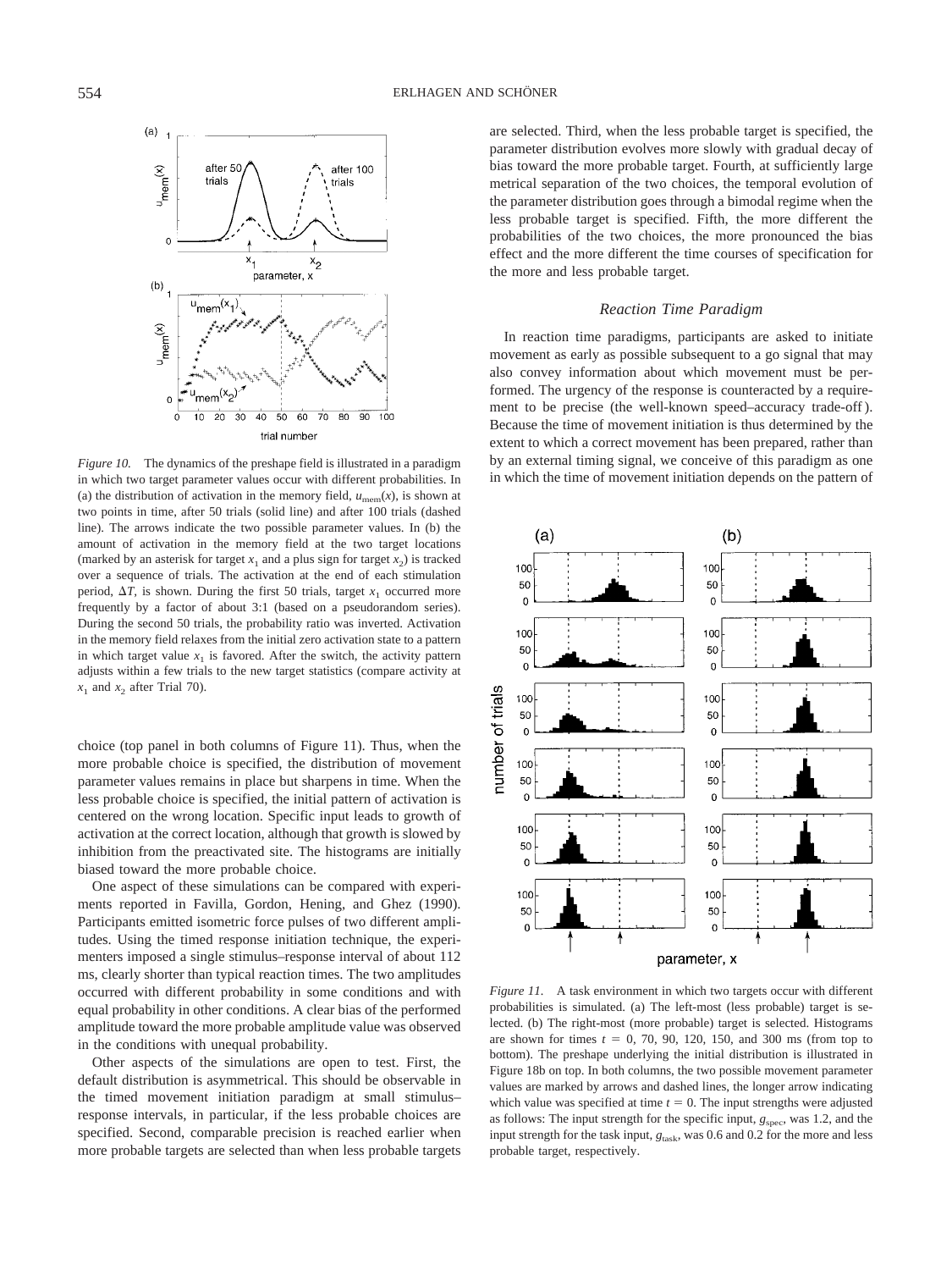*Figure 10.* The dynamics of the preshape field is illustrated in a paradigm in which two target parameter values occur with different probabilities. In (a) the distribution of activation in the memory field, $u_{\text{mem}}(x)$, is shown at two points in time, after 50 trials (solid line) and after 100 trials (dashed line). The arrows indicate the two possible parameter values. In (b) the amount of activation in the memory field at the two target locations (marked by an asterisk for target $x_1$ and a plus sign for target $x_2$) is tracked over a sequence of trials. The activation at the end of each stimulation period, $\Delta T$, is shown. During the first 50 trials, target $x_1$ occurred more frequently by a factor of about 3:1 (based on a pseudorandom series). During the second 50 trials, the probability ratio was inverted. Activation in the memory field relaxes from the initial zero activation state to a pattern in which target value $x_1$ is favored. After the switch, the activity pattern adjusts within a few trials to the new target statistics (compare activity at $x_1$ and $x_2$ after Trial 70).

choice (top panel in both columns of Figure 11). Thus, when the more probable choice is specified, the distribution of movement parameter values remains in place but sharpens in time. When the less probable choice is specified, the initial pattern of activation is centered on the wrong location. Specific input leads to growth of activation at the correct location, although that growth is slowed by inhibition from the preactivated site. The histograms are initially biased toward the more probable choice.

One aspect of these simulations can be compared with experiments reported in Favilla, Gordon, Hening, and Ghez (1990). Participants emitted isometric force pulses of two different amplitudes. Using the timed response initiation technique, the experimenters imposed a single stimulus–response interval of about 112 ms, clearly shorter than typical reaction times. The two amplitudes occurred with different probability in some conditions and with equal probability in other conditions. A clear bias of the performed amplitude toward the more probable amplitude value was observed in the conditions with unequal probability.

Other aspects of the simulations are open to test. First, the default distribution is asymmetrical. This should be observable in the timed movement initiation paradigm at small stimulus–response intervals, in particular, if the less probable choices are specified. Second, comparable precision is reached earlier when more probable targets are selected than when less probable targets are selected. Third, when the less probable target is specified, the parameter distribution evolves more slowly with gradual decay of bias toward the more probable target. Fourth, at sufficiently large metrical separation of the two choices, the temporal evolution of the parameter distribution goes through a bimodal regime when the less probable target is specified. Fifth, the more different the probabilities of the two choices, the more pronounced the bias effect and the more different the time courses of specification for the more and less probable target.

### *Reaction Time Paradigm*

In reaction time paradigms, participants are asked to initiate movement as early as possible subsequent to a go signal that may also convey information about which movement must be performed. The urgency of the response is counteracted by a requirement to be precise (the well-known speed–accuracy trade-off). Because the time of movement initiation is thus determined by the extent to which a correct movement has been prepared, rather than by an external timing signal, we conceive of this paradigm as one in which the time of movement initiation depends on the pattern of

*Figure 11.* A task environment in which two targets occur with different probabilities is simulated. (a) The left-most (less probable) target is selected. (b) The right-most (more probable) target is selected. Histograms are shown for times $t$ = 0, 70, 90, 120, 150, and 300 ms (from top to bottom). The preshape underlying the initial distribution is illustrated in Figure 18b on top. In both columns, the two possible movement parameter values are marked by arrows and dashed lines, the longer arrow indicating which value was specified at time $t$ = 0. The input strengths were adjusted as follows: The input strength for the specific input, $g_{\text{spec}}$, was 1.2, and the input strength for the task input, $g_{\text{task}}$, was 0.6 and 0.2 for the more and less probable target, respectively.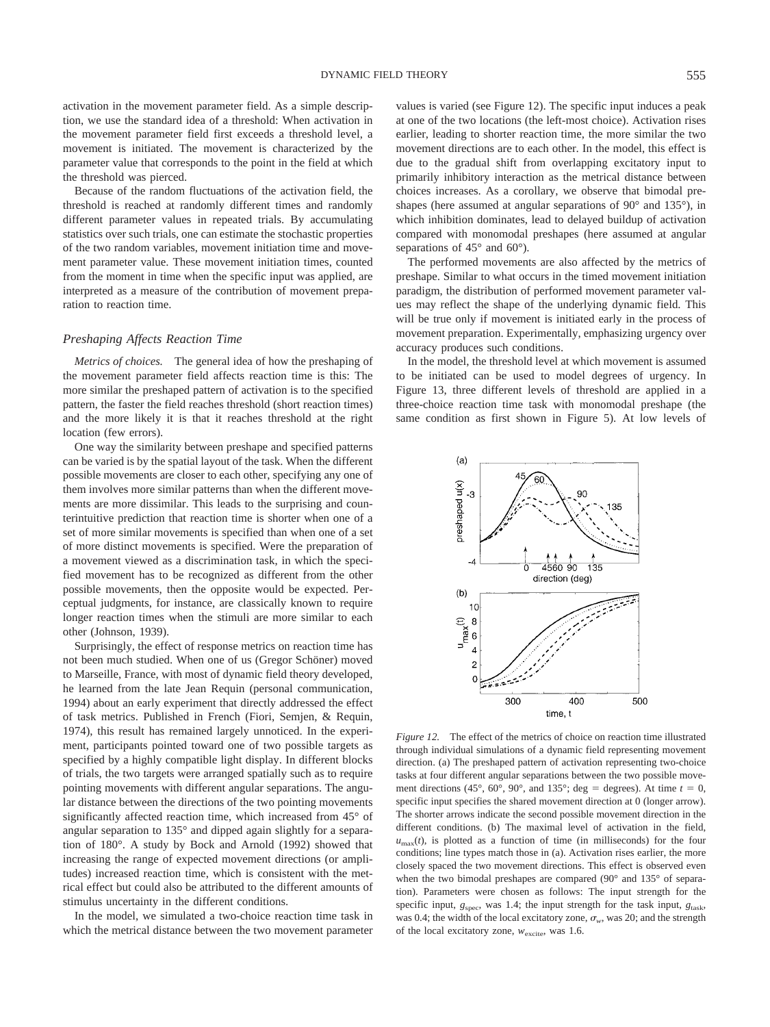activation in the movement parameter field. As a simple description, we use the standard idea of a threshold: When activation in the movement parameter field first exceeds a threshold level, a movement is initiated. The movement is characterized by the parameter value that corresponds to the point in the field at which the threshold was pierced.

Because of the random fluctuations of the activation field, the threshold is reached at randomly different times and randomly different parameter values in repeated trials. By accumulating statistics over such trials, one can estimate the stochastic properties of the two random variables, movement initiation time and movement parameter value. These movement initiation times, counted from the moment in time when the specific input was applied, are interpreted as a measure of the contribution of movement preparation to reaction time.

### *Preshaping Affects Reaction Time*

*Metrics of choices.* The general idea of how the preshaping of the movement parameter field affects reaction time is this: The more similar the preshaped pattern of activation is to the specified pattern, the faster the field reaches threshold (short reaction times) and the more likely it is that it reaches threshold at the right location (few errors).

One way the similarity between preshape and specified patterns can be varied is by the spatial layout of the task. When the different possible movements are closer to each other, specifying any one of them involves more similar patterns than when the different movements are more dissimilar. This leads to the surprising and counterintuitive prediction that reaction time is shorter when one of a set of more similar movements is specified than when one of a set of more distinct movements is specified. Were the preparation of a movement viewed as a discrimination task, in which the specified movement has to be recognized as different from the other possible movements, then the opposite would be expected. Perceptual judgments, for instance, are classically known to require longer reaction times when the stimuli are more similar to each other (Johnson, 1939).

Surprisingly, the effect of response metrics on reaction time has not been much studied. When one of us (Gregor Schöner) moved to Marseille, France, with most of dynamic field theory developed, he learned from the late Jean Requin (personal communication, 1994) about an early experiment that directly addressed the effect of task metrics. Published in French (Fiori, Semjen, & Requin, 1974), this result has remained largely unnoticed. In the experiment, participants pointed toward one of two possible targets as specified by a highly compatible light display. In different blocks of trials, the two targets were arranged spatially such as to require pointing movements with different angular separations. The angular distance between the directions of the two pointing movements significantly affected reaction time, which increased from 45° of angular separation to 135° and dipped again slightly for a separation of 180°. A study by Bock and Arnold (1992) showed that increasing the range of expected movement directions (or amplitudes) increased reaction time, which is consistent with the metrical effect but could also be attributed to the different amounts of stimulus uncertainty in the different conditions.

In the model, we simulated a two-choice reaction time task in which the metrical distance between the two movement parameter values is varied (see Figure 12). The specific input induces a peak at one of the two locations (the left-most choice). Activation rises earlier, leading to shorter reaction time, the more similar the two movement directions are to each other. In the model, this effect is due to the gradual shift from overlapping excitatory input to primarily inhibitory interaction as the metrical distance between choices increases. As a corollary, we observe that bimodal preshapes (here assumed at angular separations of 90° and 135°), in which inhibition dominates, lead to delayed buildup of activation compared with monomodal preshapes (here assumed at angular separations of 45° and 60°).

The performed movements are also affected by the metrics of preshape. Similar to what occurs in the timed movement initiation paradigm, the distribution of performed movement parameter values may reflect the shape of the underlying dynamic field. This will be true only if movement is initiated early in the process of movement preparation. Experimentally, emphasizing urgency over accuracy produces such conditions.

In the model, the threshold level at which movement is assumed to be initiated can be used to model degrees of urgency. In Figure 13, three different levels of threshold are applied in a three-choice reaction time task with monomodal preshape (the same condition as first shown in Figure 5). At low levels of

*Figure 12.* The effect of the metrics of choice on reaction time illustrated through individual simulations of a dynamic field representing movement direction. (a) The preshaped pattern of activation representing two-choice tasks at four different angular separations between the two possible movement directions (45°, 60°, 90°, and 135°; deg = degrees). At time $t = 0$, specific input specifies the shared movement direction at 0 (longer arrow). The shorter arrows indicate the second possible movement direction in the different conditions. (b) The maximal level of activation in the field, $u_{max}(t)$, is plotted as a function of time (in milliseconds) for the four conditions; line types match those in (a). Activation rises earlier, the more closely spaced the two movement directions. This effect is observed even when the two bimodal preshapes are compared (90° and 135° of separation). Parameters were chosen as follows: The input strength for the specific input, $g_{spec}$, was 1.4; the input strength for the task input, $g_{task}$, was 0.4; the width of the local excitatory zone, $\sigma_w$, was 20; and the strength of the local excitatory zone, $w_{excite}$, was 1.6.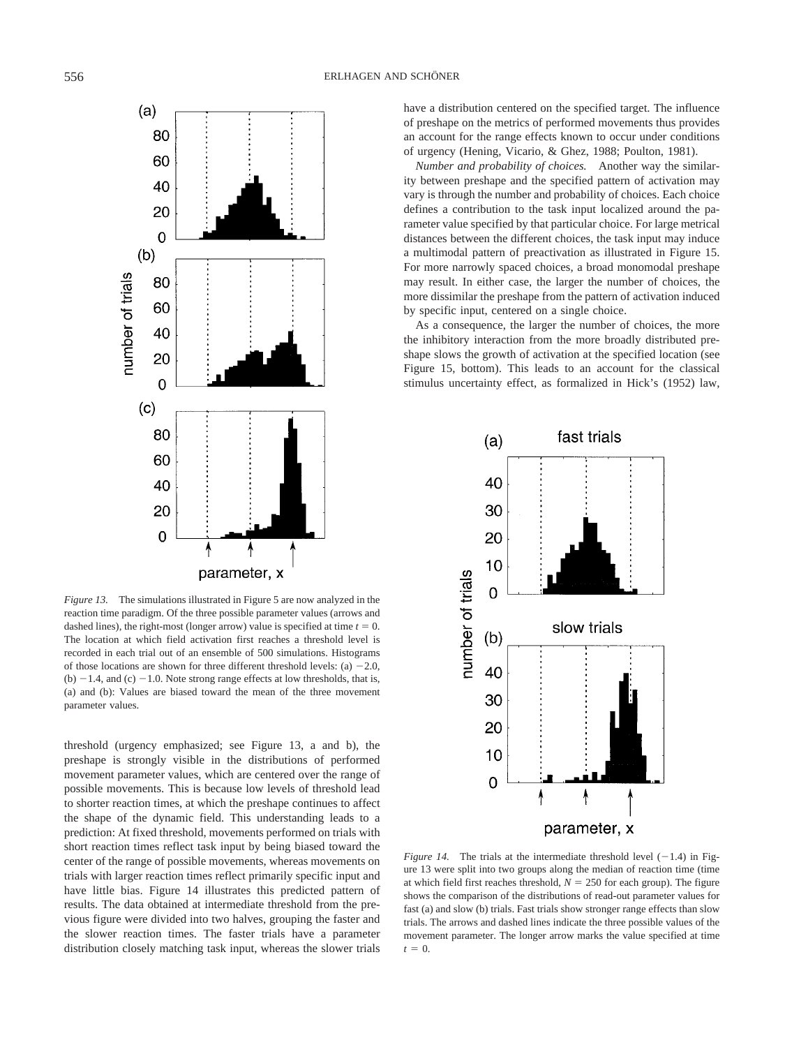*Figure 13.* The simulations illustrated in Figure 5 are now analyzed in the reaction time paradigm. Of the three possible parameter values (arrows and dashed lines), the right-most (longer arrow) value is specified at time $t = 0$. The location at which field activation first reaches a threshold level is recorded in each trial out of an ensemble of 500 simulations. Histograms of those locations are shown for three different threshold levels: (a) $-2.0$, (b) $-1.4$, and (c) $-1.0$. Note strong range effects at low thresholds, that is, (a) and (b): Values are biased toward the mean of the three movement parameter values.

threshold (urgency emphasized; see Figure 13, a and b), the preshape is strongly visible in the distributions of performed movement parameter values, which are centered over the range of possible movements. This is because low levels of threshold lead to shorter reaction times, at which the preshape continues to affect the shape of the dynamic field. This understanding leads to a prediction: At fixed threshold, movements performed on trials with short reaction times reflect task input by being biased toward the center of the range of possible movements, whereas movements on trials with larger reaction times reflect primarily specific input and have little bias. Figure 14 illustrates this predicted pattern of results. The data obtained at intermediate threshold from the previous figure were divided into two halves, grouping the faster and the slower reaction times. The faster trials have a parameter distribution closely matching task input, whereas the slower trials have a distribution centered on the specified target. The influence of preshape on the metrics of performed movements thus provides an account for the range effects known to occur under conditions of urgency (Hening, Vicario, & Ghez, 1988; Poulton, 1981).

*Number and probability of choices.* Another way the similarity between preshape and the specified pattern of activation may vary is through the number and probability of choices. Each choice defines a contribution to the task input localized around the parameter value specified by that particular choice. For large metrical distances between the different choices, the task input may induce a multimodal pattern of preactivation as illustrated in Figure 15. For more narrowly spaced choices, a broad monomodal preshape may result. In either case, the larger the number of choices, the more dissimilar the preshape from the pattern of activation induced by specific input, centered on a single choice.

As a consequence, the larger the number of choices, the more the inhibitory interaction from the more broadly distributed preshape slows the growth of activation at the specified location (see Figure 15, bottom). This leads to an account for the classical stimulus uncertainty effect, as formalized in Hick's (1952) law,

*Figure 14.* The trials at the intermediate threshold level ($-1.4$) in Figure 13 were split into two groups along the median of reaction time (time at which field first reaches threshold, $N = 250$ for each group). The figure shows the comparison of the distributions of read-out parameter values for fast (a) and slow (b) trials. Fast trials show stronger range effects than slow trials. The arrows and dashed lines indicate the three possible values of the movement parameter. The longer arrow marks the value specified at time $t = 0$.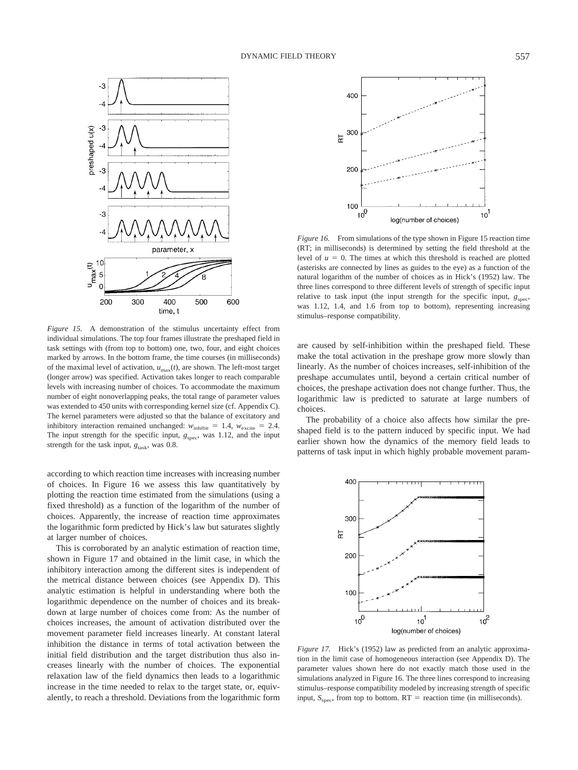*Figure 15.* A demonstration of the stimulus uncertainty effect from individual simulations. The top four frames illustrate the preshaped field in task settings with (from top to bottom) one, two, four, and eight choices marked by arrows. In the bottom frame, the time courses (in milliseconds) of the maximal level of activation, $u_{max}(t)$, are shown. The left-most target (longer arrow) was specified. Activation takes longer to reach comparable levels with increasing number of choices. To accommodate the maximum number of eight nonoverlapping peaks, the total range of parameter values was extended to 450 units with corresponding kernel size (cf. Appendix C). The kernel parameters were adjusted so that the balance of excitatory and inhibitory interaction remained unchanged: $w_{inhibit} = 1.4$, $w_{excite} = 2.4$. The input strength for the specific input, $g_{spec}$, was 1.12, and the input strength for the task input, $g_{task}$, was 0.8.

*Figure 16.* From simulations of the type shown in Figure 15 reaction time (RT; in milliseconds) is determined by setting the field threshold at the level of $u = 0$. The times at which this threshold is reached are plotted (asterisks are connected by lines as guides to the eye) as a function of the natural logarithm of the number of choices as in Hick's (1952) law. The three lines correspond to three different levels of strength of specific input relative to task input (the input strength for the specific input, $g_{spec}$, was 1.12, 1.4, and 1.6 from top to bottom), representing increasing stimulus–response compatibility.

according to which reaction time increases with increasing number of choices. In Figure 16 we assess this law quantitatively by plotting the reaction time estimated from the simulations (using a fixed threshold) as a function of the logarithm of the number of choices. Apparently, the increase of reaction time approximates the logarithmic form predicted by Hick's law but saturates slightly at larger number of choices.

This is corroborated by an analytic estimation of reaction time, shown in Figure 17 and obtained in the limit case, in which the inhibitory interaction among the different sites is independent of the metrical distance between choices (see Appendix D). This analytic estimation is helpful in understanding where both the logarithmic dependence on the number of choices and its breakdown at large number of choices come from: As the number of choices increases, the amount of activation distributed over the movement parameter field increases linearly. At constant lateral inhibition the distance in terms of total activation between the initial field distribution and the target distribution thus also increases linearly with the number of choices. The exponential relaxation law of the field dynamics then leads to a logarithmic increase in the time needed to relax to the target state, or, equivalently, to reach a threshold. Deviations from the logarithmic form are caused by self-inhibition within the preshaped field. These make the total activation in the preshape grow more slowly than linearly. As the number of choices increases, self-inhibition of the preshape accumulates until, beyond a certain critical number of choices, the preshape activation does not change further. Thus, the logarithmic law is predicted to saturate at large numbers of choices.

The probability of a choice also affects how similar the preshaped field is to the pattern induced by specific input. We had earlier shown how the dynamics of the memory field leads to patterns of task input in which highly probable movement param-

*Figure 17.* Hick's (1952) law as predicted from an analytic approximation in the limit case of homogeneous interaction (see Appendix D). The parameter values shown here do not exactly match those used in the simulations analyzed in Figure 16. The three lines correspond to increasing stimulus–response compatibility modeled by increasing strength of specific input, $S_{spec}$, from top to bottom. RT = reaction time (in milliseconds).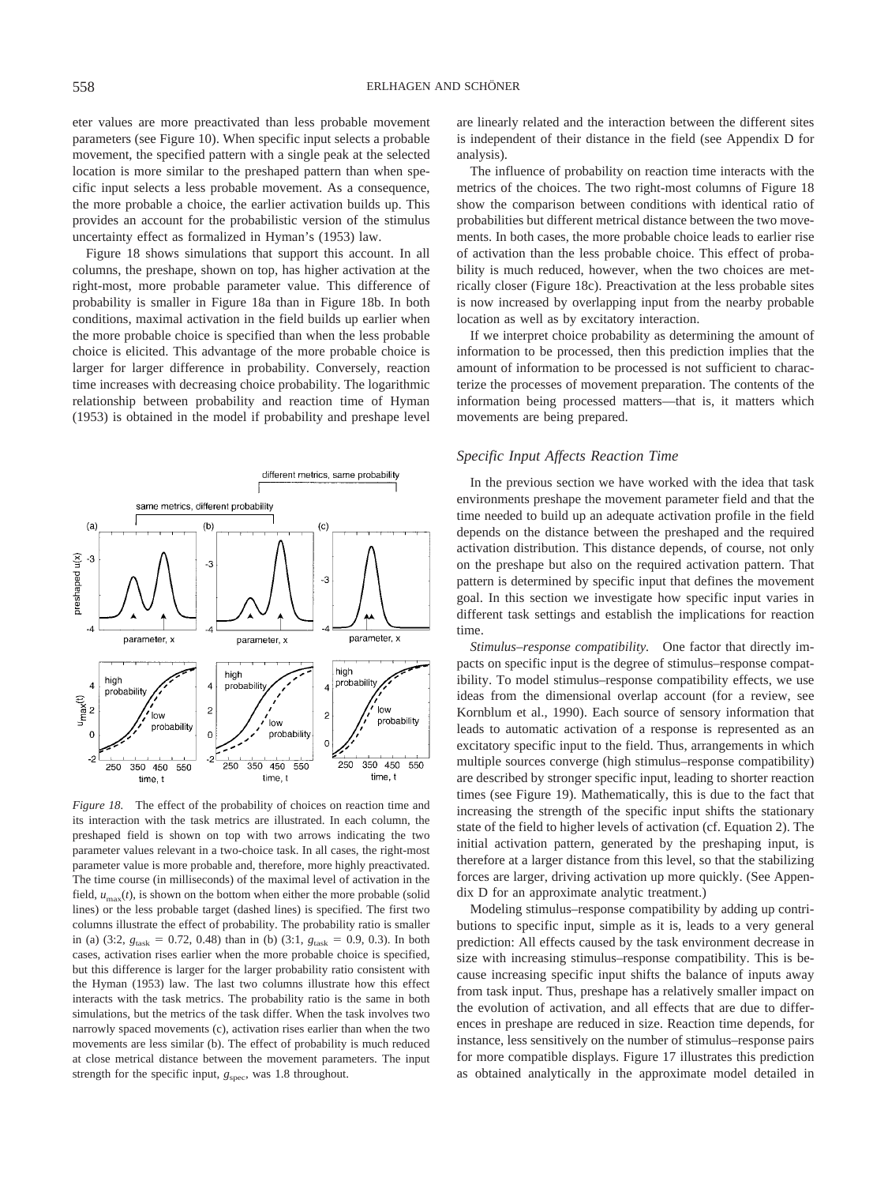eter values are more preactivated than less probable movement parameters (see Figure 10). When specific input selects a probable movement, the specified pattern with a single peak at the selected location is more similar to the preshaped pattern than when specific input selects a less probable movement. As a consequence, the more probable a choice, the earlier activation builds up. This provides an account for the probabilistic version of the stimulus uncertainty effect as formalized in Hyman's (1953) law.

Figure 18 shows simulations that support this account. In all columns, the preshape, shown on top, has higher activation at the right-most, more probable parameter value. This difference of probability is smaller in Figure 18a than in Figure 18b. In both conditions, maximal activation in the field builds up earlier when the more probable choice is specified than when the less probable choice is elicited. This advantage of the more probable choice is larger for larger difference in probability. Conversely, reaction time increases with decreasing choice probability. The logarithmic relationship between probability and reaction time of Hyman (1953) is obtained in the model if probability and preshape level are linearly related and the interaction between the different sites is independent of their distance in the field (see Appendix D for analysis).

The influence of probability on reaction time interacts with the metrics of the choices. The two right-most columns of Figure 18 show the comparison between conditions with identical ratio of probabilities but different metrical distance between the two movements. In both cases, the more probable choice leads to earlier rise of activation than the less probable choice. This effect of probability is much reduced, however, when the two choices are metrically closer (Figure 18c). Preactivation at the less probable sites is now increased by overlapping input from the nearby probable location as well as by excitatory interaction.

If we interpret choice probability as determining the amount of information to be processed, then this prediction implies that the amount of information to be processed is not sufficient to characterize the processes of movement preparation. The contents of the information being processed matters—that is, it matters which movements are being prepared.

*Figure 18.* The effect of the probability of choices on reaction time and its interaction with the task metrics are illustrated. In each column, the preshaped field is shown on top with two arrows indicating the two parameter values relevant in a two-choice task. In all cases, the right-most parameter value is more probable and, therefore, more highly preactivated. The time course (in milliseconds) of the maximal level of activation in the field, $u_{max}(t)$, is shown on the bottom when either the more probable (solid lines) or the less probable target (dashed lines) is specified. The first two columns illustrate the effect of probability. The probability ratio is smaller in (a) (3:2, $g_{task}$ = 0.72, 0.48) than in (b) (3:1, $g_{task}$ = 0.9, 0.3). In both cases, activation rises earlier when the more probable choice is specified, but this difference is larger for the larger probability ratio consistent with the Hyman (1953) law. The last two columns illustrate how this effect interacts with the task metrics. The probability ratio is the same in both simulations, but the metrics of the task differ. When the task involves two narrowly spaced movements (c), activation rises earlier than when the two movements are less similar (b). The effect of probability is much reduced at close metrical distance between the movement parameters. The input strength for the specific input, $g_{spec}$, was 1.8 throughout.

### Specific Input Affects Reaction Time

In the previous section we have worked with the idea that task environments preshape the movement parameter field and that the time needed to build up an adequate activation profile in the field depends on the distance between the preshaped and the required activation distribution. This distance depends, of course, not only on the preshape but also on the required activation pattern. That pattern is determined by specific input that defines the movement goal. In this section we investigate how specific input varies in different task settings and establish the implications for reaction time.

*Stimulus–response compatibility.* One factor that directly impacts on specific input is the degree of stimulus–response compatibility. To model stimulus–response compatibility effects, we use ideas from the dimensional overlap account (for a review, see Kornblum et al., 1990). Each source of sensory information that leads to automatic activation of a response is represented as an excitatory specific input to the field. Thus, arrangements in which multiple sources converge (high stimulus–response compatibility) are described by stronger specific input, leading to shorter reaction times (see Figure 19). Mathematically, this is due to the fact that increasing the strength of the specific input shifts the stationary state of the field to higher levels of activation (cf. Equation 2). The initial activation pattern, generated by the preshaping input, is therefore at a larger distance from this level, so that the stabilizing forces are larger, driving activation up more quickly. (See Appendix D for an approximate analytic treatment.)

Modeling stimulus–response compatibility by adding up contributions to specific input, simple as it is, leads to a very general prediction: All effects caused by the task environment decrease in size with increasing stimulus–response compatibility. This is because increasing specific input shifts the balance of inputs away from task input. Thus, preshape has a relatively smaller impact on the evolution of activation, and all effects that are due to differences in preshape are reduced in size. Reaction time depends, for instance, less sensitively on the number of stimulus–response pairs for more compatible displays. Figure 17 illustrates this prediction as obtained analytically in the approximate model detailed in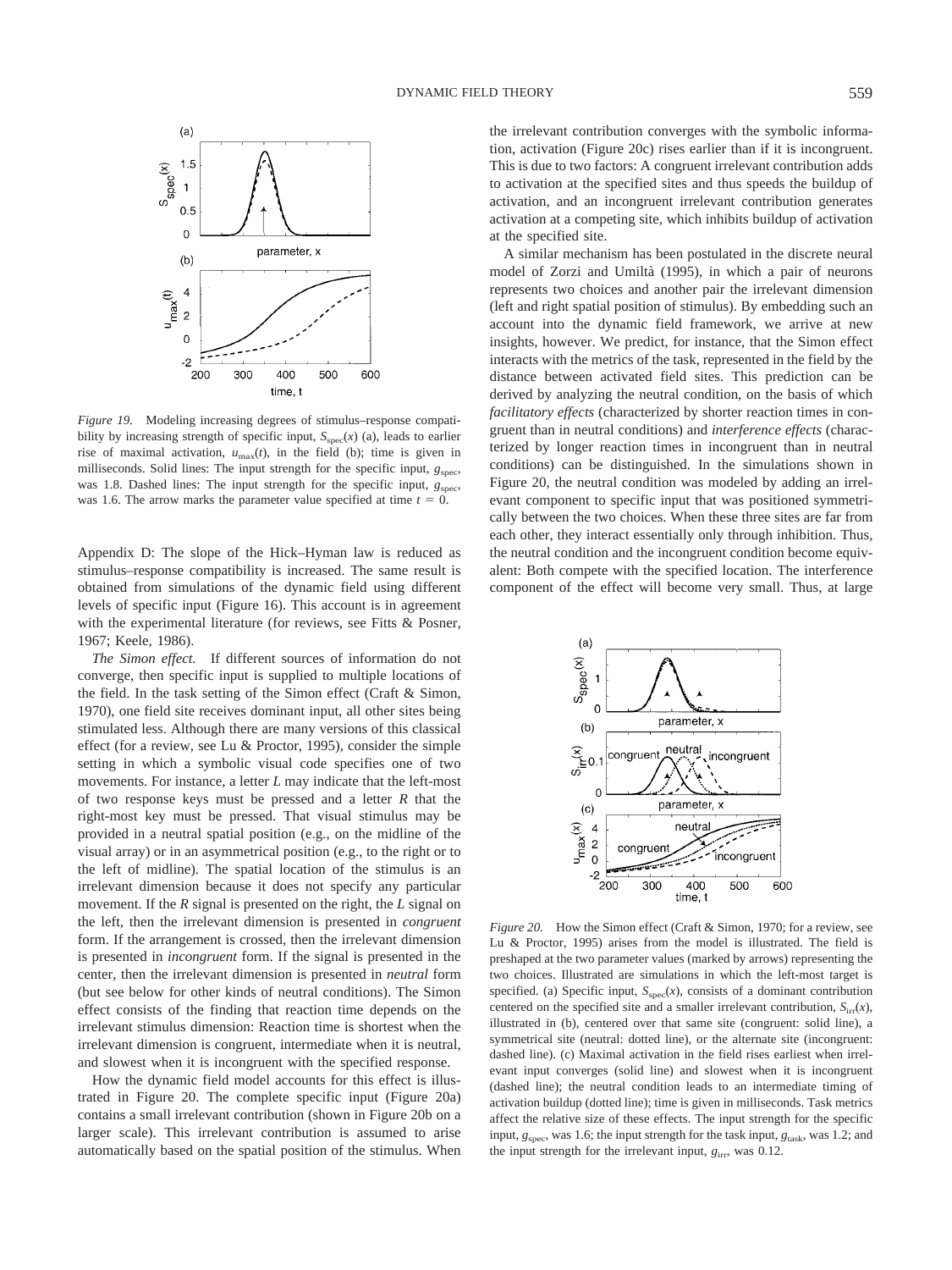*Figure 19.* Modeling increasing degrees of stimulus–response compatibility by increasing strength of specific input, $S_{spec}(x)$ (a), leads to earlier rise of maximal activation, $u_{max}(t)$, in the field (b); time is given in milliseconds. Solid lines: The input strength for the specific input, $g_{spec}$, was 1.8. Dashed lines: The input strength for the specific input, $g_{spec}$, was 1.6. The arrow marks the parameter value specified at time $t = 0$.

Appendix D: The slope of the Hick–Hyman law is reduced as stimulus–response compatibility is increased. The same result is obtained from simulations of the dynamic field using different levels of specific input (Figure 16). This account is in agreement with the experimental literature (for reviews, see Fitts & Posner, 1967; Keele, 1986).

*The Simon effect.* If different sources of information do not converge, then specific input is supplied to multiple locations of the field. In the task setting of the Simon effect (Craft & Simon, 1970), one field site receives dominant input, all other sites being stimulated less. Although there are many versions of this classical effect (for a review, see Lu & Proctor, 1995), consider the simple setting in which a symbolic visual code specifies one of two movements. For instance, a letter *L* may indicate that the left-most of two response keys must be pressed and a letter *R* that the right-most key must be pressed. That visual stimulus may be provided in a neutral spatial position (e.g., on the midline of the visual array) or in an asymmetrical position (e.g., to the right or to the left of midline). The spatial location of the stimulus is an irrelevant dimension because it does not specify any particular movement. If the *R* signal is presented on the right, the *L* signal on the left, then the irrelevant dimension is presented in *congruent* form. If the arrangement is crossed, then the irrelevant dimension is presented in *incongruent* form. If the signal is presented in the center, then the irrelevant dimension is presented in *neutral* form (but see below for other kinds of neutral conditions). The Simon effect consists of the finding that reaction time depends on the irrelevant stimulus dimension: Reaction time is shortest when the irrelevant dimension is congruent, intermediate when it is neutral, and slowest when it is incongruent with the specified response.

How the dynamic field model accounts for this effect is illustrated in Figure 20. The complete specific input (Figure 20a) contains a small irrelevant contribution (shown in Figure 20b on a larger scale). This irrelevant contribution is assumed to arise automatically based on the spatial position of the stimulus. When the irrelevant contribution converges with the symbolic information, activation (Figure 20c) rises earlier than if it is incongruent. This is due to two factors: A congruent irrelevant contribution adds to activation at the specified sites and thus speeds the buildup of activation, and an incongruent irrelevant contribution generates activation at a competing site, which inhibits buildup of activation at the specified site.

A similar mechanism has been postulated in the discrete neural model of Zorzi and Umiltà (1995), in which a pair of neurons represents two choices and another pair the irrelevant dimension (left and right spatial position of stimulus). By embedding such an account into the dynamic field framework, we arrive at new insights, however. We predict, for instance, that the Simon effect interacts with the metrics of the task, represented in the field by the distance between activated field sites. This prediction can be derived by analyzing the neutral condition, on the basis of which *facilitatory effects* (characterized by shorter reaction times in congruent than in neutral conditions) and *interference effects* (characterized by longer reaction times in incongruent than in neutral conditions) can be distinguished. In the simulations shown in Figure 20, the neutral condition was modeled by adding an irrelevant component to specific input that was positioned symmetrically between the two choices. When these three sites are far from each other, they interact essentially only through inhibition. Thus, the neutral condition and the incongruent condition become equivalent: Both compete with the specified location. The interference component of the effect will become very small. Thus, at large

*Figure 20.* How the Simon effect (Craft & Simon, 1970; for a review, see Lu & Proctor, 1995) arises from the model is illustrated. The field is preshaped at the two parameter values (marked by arrows) representing the two choices. Illustrated are simulations in which the left-most target is specified. (a) Specific input, $S_{spec}(x)$, consists of a dominant contribution centered on the specified site and a smaller irrelevant contribution, $S_{irr}(x)$, illustrated in (b), centered over that same site (congruent: solid line), a symmetrical site (neutral: dotted line), or the alternate site (incongruent: dashed line). (c) Maximal activation in the field rises earliest when irrelevant input converges (solid line) and slowest when it is incongruent (dashed line); the neutral condition leads to an intermediate timing of activation buildup (dotted line); time is given in milliseconds. Task metrics affect the relative size of these effects. The input strength for the specific input, $g_{spec}$, was 1.6; the input strength for the task input, $g_{task}$, was 1.2; and the input strength for the irrelevant input, $g_{irr}$, was 0.12.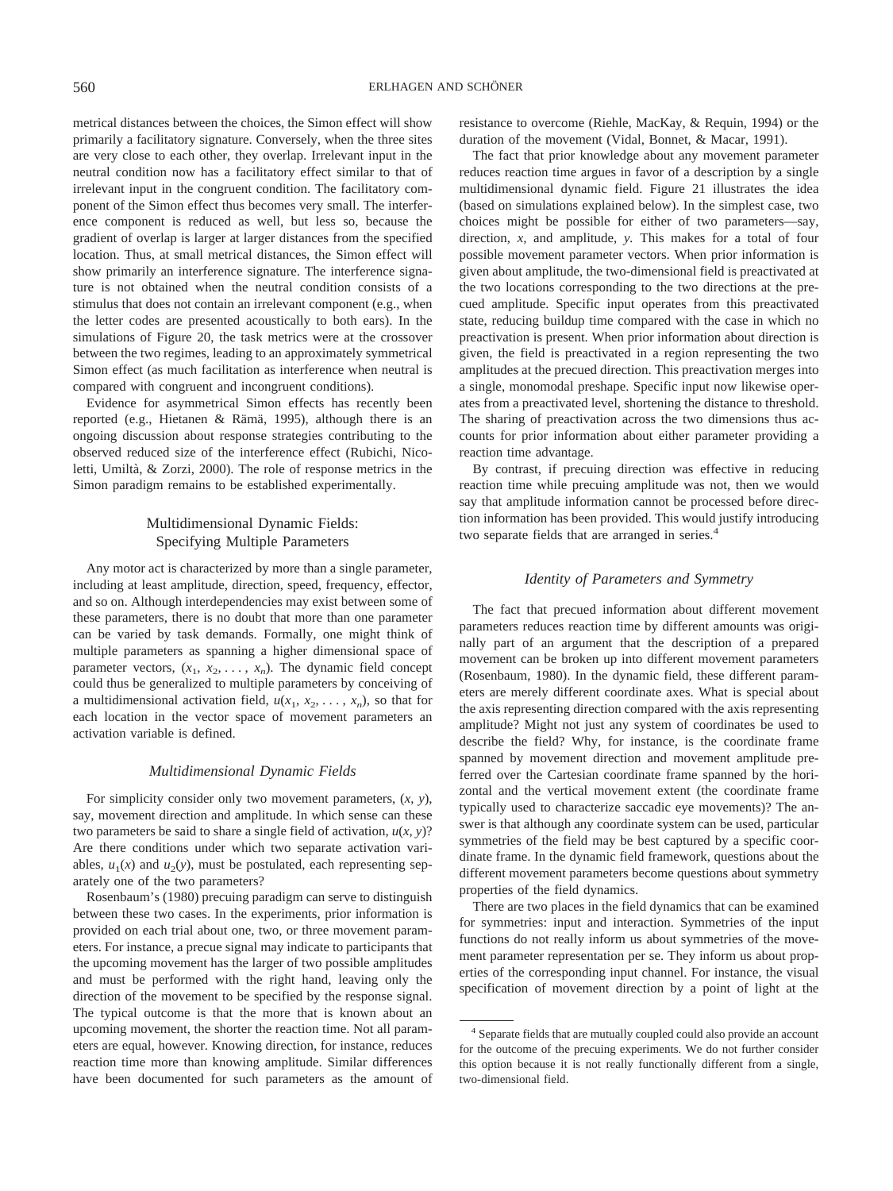metrical distances between the choices, the Simon effect will show primarily a facilitatory signature. Conversely, when the three sites are very close to each other, they overlap. Irrelevant input in the neutral condition now has a facilitatory effect similar to that of irrelevant input in the congruent condition. The facilitatory component of the Simon effect thus becomes very small. The interference component is reduced as well, but less so, because the gradient of overlap is larger at larger distances from the specified location. Thus, at small metrical distances, the Simon effect will show primarily an interference signature. The interference signature is not obtained when the neutral condition consists of a stimulus that does not contain an irrelevant component (e.g., when the letter codes are presented acoustically to both ears). In the simulations of Figure 20, the task metrics were at the crossover between the two regimes, leading to an approximately symmetrical Simon effect (as much facilitation as interference when neutral is compared with congruent and incongruent conditions).

Evidence for asymmetrical Simon effects has recently been reported (e.g., Hietanen & Rämä, 1995), although there is an ongoing discussion about response strategies contributing to the observed reduced size of the interference effect (Rubichi, Nicoletti, Umiltà, & Zorzi, 2000). The role of response metrics in the Simon paradigm remains to be established experimentally.

## Multidimensional Dynamic Fields: Specifying Multiple Parameters

Any motor act is characterized by more than a single parameter, including at least amplitude, direction, speed, frequency, effector, and so on. Although interdependencies may exist between some of these parameters, there is no doubt that more than one parameter can be varied by task demands. Formally, one might think of multiple parameters as spanning a higher dimensional space of parameter vectors, $(x_1, x_2, \ldots, x_n)$. The dynamic field concept could thus be generalized to multiple parameters by conceiving of a multidimensional activation field, $u(x_1, x_2, \ldots, x_n)$, so that for each location in the vector space of movement parameters an activation variable is defined.

### *Multidimensional Dynamic Fields*

For simplicity consider only two movement parameters, $(x, y)$, say, movement direction and amplitude. In which sense can these two parameters be said to share a single field of activation, $u(x, y)$? Are there conditions under which two separate activation variables, $u_1(x)$ and $u_2(y)$, must be postulated, each representing separately one of the two parameters?

Rosenbaum's (1980) precuing paradigm can serve to distinguish between these two cases. In the experiments, prior information is provided on each trial about one, two, or three movement parameters. For instance, a precue signal may indicate to participants that the upcoming movement has the larger of two possible amplitudes and must be performed with the right hand, leaving only the direction of the movement to be specified by the response signal. The typical outcome is that the more that is known about an upcoming movement, the shorter the reaction time. Not all parameters are equal, however. Knowing direction, for instance, reduces reaction time more than knowing amplitude. Similar differences have been documented for such parameters as the amount of resistance to overcome (Riehle, MacKay, & Requin, 1994) or the duration of the movement (Vidal, Bonnet, & Macar, 1991).

The fact that prior knowledge about any movement parameter reduces reaction time argues in favor of a description by a single multidimensional dynamic field. Figure 21 illustrates the idea (based on simulations explained below). In the simplest case, two choices might be possible for either of two parameters—say, direction, *x*, and amplitude, *y*. This makes for a total of four possible movement parameter vectors. When prior information is given about amplitude, the two-dimensional field is preactivated at the two locations corresponding to the two directions at the precued amplitude. Specific input operates from this preactivated state, reducing buildup time compared with the case in which no preactivation is present. When prior information about direction is given, the field is preactivated in a region representing the two amplitudes at the precued direction. This preactivation merges into a single, monomodal preshape. Specific input now likewise operates from a preactivated level, shortening the distance to threshold. The sharing of preactivation across the two dimensions thus accounts for prior information about either parameter providing a reaction time advantage.

By contrast, if precuing direction was effective in reducing reaction time while precuing amplitude was not, then we would say that amplitude information cannot be processed before direction information has been provided. This would justify introducing two separate fields that are arranged in series.[4]

### *Identity of Parameters and Symmetry*

The fact that precued information about different movement parameters reduces reaction time by different amounts was originally part of an argument that the description of a prepared movement can be broken up into different movement parameters (Rosenbaum, 1980). In the dynamic field, these different parameters are merely different coordinate axes. What is special about the axis representing direction compared with the axis representing amplitude? Might not just any system of coordinates be used to describe the field? Why, for instance, is the coordinate frame spanned by movement direction and movement amplitude preferred over the Cartesian coordinate frame spanned by the horizontal and the vertical movement extent (the coordinate frame typically used to characterize saccadic eye movements)? The answer is that although any coordinate system can be used, particular symmetries of the field may be best captured by a specific coordinate frame. In the dynamic field framework, questions about the different movement parameters become questions about symmetry properties of the field dynamics.

There are two places in the field dynamics that can be examined for symmetries: input and interaction. Symmetries of the input functions do not really inform us about symmetries of the movement parameter representation per se. They inform us about properties of the corresponding input channel. For instance, the visual specification of movement direction by a point of light at the

[4] Separate fields that are mutually coupled could also provide an account for the outcome of the precuing experiments. We do not further consider this option because it is not really functionally different from a single, two-dimensional field.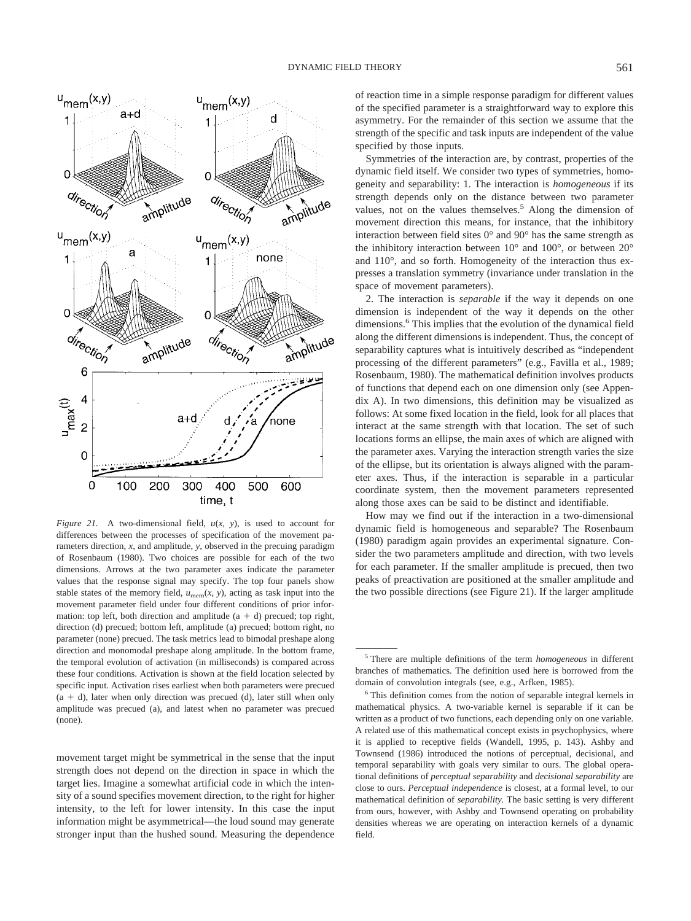*Figure 21.* A two-dimensional field, $u(x, y)$, is used to account for differences between the processes of specification of the movement parameters direction, $x$, and amplitude, $y$, observed in the precuing paradigm of Rosenbaum (1980). Two choices are possible for each of the two dimensions. Arrows at the two parameter axes indicate the parameter values that the response signal may specify. The top four panels show stable states of the memory field, $u_{\mathrm{mem}}(x, y)$, acting as task input into the movement parameter field under four different conditions of prior information: top left, both direction and amplitude (a + d) precued; top right, direction (d) precued; bottom left, amplitude (a) precued; bottom right, no parameter (none) precued. The task metrics lead to bimodal preshape along direction and monomodal preshape along amplitude. In the bottom frame, the temporal evolution of activation (in milliseconds) is compared across these four conditions. Activation is shown at the field location selected by specific input. Activation rises earliest when both parameters were precued (a + d), later when only direction was precued (d), later still when only amplitude was precued (a), and latest when no parameter was precued (none).

movement target might be symmetrical in the sense that the input strength does not depend on the direction in space in which the target lies. Imagine a somewhat artificial code in which the intensity of a sound specifies movement direction, to the right for higher intensity, to the left for lower intensity. In this case the input information might be asymmetrical—the loud sound may generate stronger input than the hushed sound. Measuring the dependence of reaction time in a simple response paradigm for different values of the specified parameter is a straightforward way to explore this asymmetry. For the remainder of this section we assume that the strength of the specific and task inputs are independent of the value specified by those inputs.

Symmetries of the interaction are, by contrast, properties of the dynamic field itself. We consider two types of symmetries, homogeneity and separability: 1. The interaction is *homogeneous* if its strength depends only on the distance between two parameter values, not on the values themselves.[5] Along the dimension of movement direction this means, for instance, that the inhibitory interaction between field sites 0° and 90° has the same strength as the inhibitory interaction between 10° and 100°, or between 20° and 110°, and so forth. Homogeneity of the interaction thus expresses a translation symmetry (invariance under translation in the space of movement parameters).

2. The interaction is *separable* if the way it depends on one dimension is independent of the way it depends on the other dimensions.[6] This implies that the evolution of the dynamical field along the different dimensions is independent. Thus, the concept of separability captures what is intuitively described as "independent processing of the different parameters" (e.g., Favilla et al., 1989; Rosenbaum, 1980). The mathematical definition involves products of functions that depend each on one dimension only (see Appendix A). In two dimensions, this definition may be visualized as follows: At some fixed location in the field, look for all places that interact at the same strength with that location. The set of such locations forms an ellipse, the main axes of which are aligned with the parameter axes. Varying the interaction strength varies the size of the ellipse, but its orientation is always aligned with the parameter axes. Thus, if the interaction is separable in a particular coordinate system, then the movement parameters represented along those axes can be said to be distinct and identifiable.

How may we find out if the interaction in a two-dimensional dynamic field is homogeneous and separable? The Rosenbaum (1980) paradigm again provides an experimental signature. Consider the two parameters amplitude and direction, with two levels for each parameter. If the smaller amplitude is precued, then two peaks of preactivation are positioned at the smaller amplitude and the two possible directions (see Figure 21). If the larger amplitude

---

[5] There are multiple definitions of the term *homogeneous* in different branches of mathematics. The definition used here is borrowed from the domain of convolution integrals (see, e.g., Arfken, 1985).

[6] This definition comes from the notion of separable integral kernels in mathematical physics. A two-variable kernel is separable if it can be written as a product of two functions, each depending only on one variable. A related use of this mathematical concept exists in psychophysics, where it is applied to receptive fields (Wandell, 1995, p. 143). Ashby and Townsend (1986) introduced the notions of perceptual, decisional, and temporal separability with goals very similar to ours. The global operational definitions of *perceptual separability* and *decisional separability* are close to ours. *Perceptual independence* is closest, at a formal level, to our mathematical definition of *separability*. The basic setting is very different from ours, however, with Ashby and Townsend operating on probability densities whereas we are operating on interaction kernels of a dynamic field.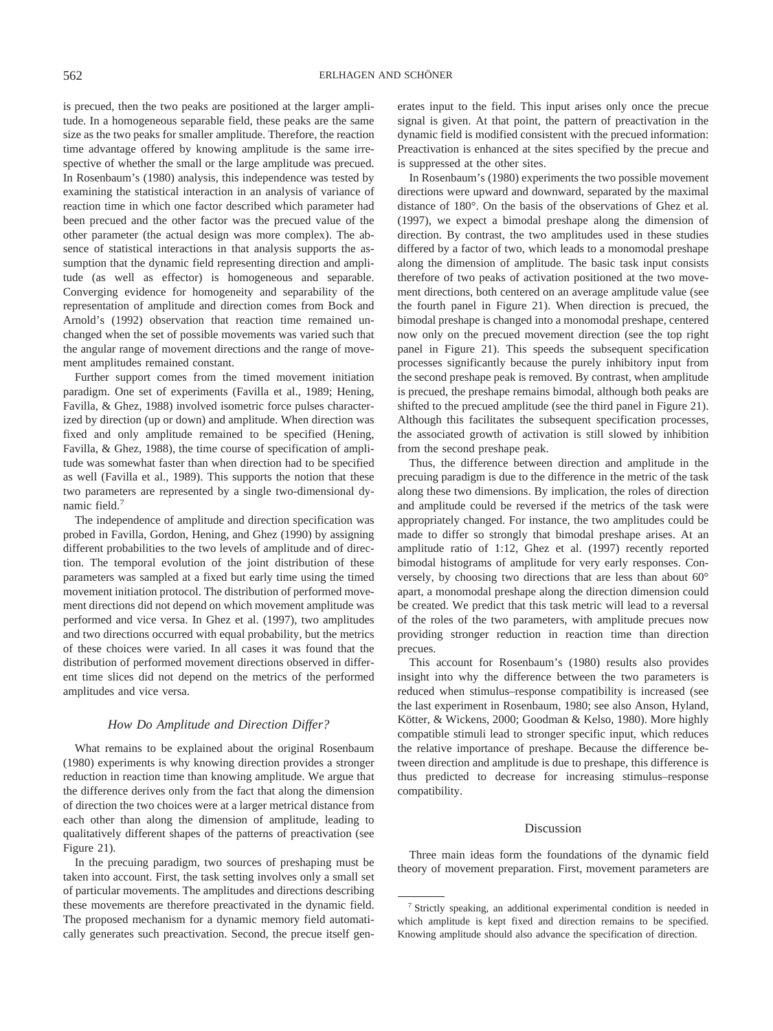is precued, then the two peaks are positioned at the larger amplitude. In a homogeneous separable field, these peaks are the same size as the two peaks for smaller amplitude. Therefore, the reaction time advantage offered by knowing amplitude is the same irrespective of whether the small or the large amplitude was precued. In Rosenbaum's (1980) analysis, this independence was tested by examining the statistical interaction in an analysis of variance of reaction time in which one factor described which parameter had been precued and the other factor was the precued value of the other parameter (the actual design was more complex). The absence of statistical interactions in that analysis supports the assumption that the dynamic field representing direction and amplitude (as well as effector) is homogeneous and separable. Converging evidence for homogeneity and separability of the representation of amplitude and direction comes from Bock and Arnold's (1992) observation that reaction time remained unchanged when the set of possible movements was varied such that the angular range of movement directions and the range of movement amplitudes remained constant.

Further support comes from the timed movement initiation paradigm. One set of experiments (Favilla et al., 1989; Hening, Favilla, & Ghez, 1988) involved isometric force pulses characterized by direction (up or down) and amplitude. When direction was fixed and only amplitude remained to be specified (Hening, Favilla, & Ghez, 1988), the time course of specification of amplitude was somewhat faster than when direction had to be specified as well (Favilla et al., 1989). This supports the notion that these two parameters are represented by a single two-dimensional dynamic field.[7]

The independence of amplitude and direction specification was probed in Favilla, Gordon, Hening, and Ghez (1990) by assigning different probabilities to the two levels of amplitude and of direction. The temporal evolution of the joint distribution of these parameters was sampled at a fixed but early time using the timed movement initiation protocol. The distribution of performed movement directions did not depend on which movement amplitude was performed and vice versa. In Ghez et al. (1997), two amplitudes and two directions occurred with equal probability, but the metrics of these choices were varied. In all cases it was found that the distribution of performed movement directions observed in different time slices did not depend on the metrics of the performed amplitudes and vice versa.

### *How Do Amplitude and Direction Differ?*

What remains to be explained about the original Rosenbaum (1980) experiments is why knowing direction provides a stronger reduction in reaction time than knowing amplitude. We argue that the difference derives only from the fact that along the dimension of direction the two choices were at a larger metrical distance from each other than along the dimension of amplitude, leading to qualitatively different shapes of the patterns of preactivation (see Figure 21).

In the precuing paradigm, two sources of preshaping must be taken into account. First, the task setting involves only a small set of particular movements. The amplitudes and directions describing these movements are therefore preactivated in the dynamic field. The proposed mechanism for a dynamic memory field automatically generates such preactivation. Second, the precue itself generates input to the field. This input arises only once the precue signal is given. At that point, the pattern of preactivation in the dynamic field is modified consistent with the precued information: Preactivation is enhanced at the sites specified by the precue and is suppressed at the other sites.

In Rosenbaum's (1980) experiments the two possible movement directions were upward and downward, separated by the maximal distance of 180°. On the basis of the observations of Ghez et al. (1997), we expect a bimodal preshape along the dimension of direction. By contrast, the two amplitudes used in these studies differed by a factor of two, which leads to a monomodal preshape along the dimension of amplitude. The basic task input consists therefore of two peaks of activation positioned at the two movement directions, both centered on an average amplitude value (see the fourth panel in Figure 21). When direction is precued, the bimodal preshape is changed into a monomodal preshape, centered now only on the precued movement direction (see the top right panel in Figure 21). This speeds the subsequent specification processes significantly because the purely inhibitory input from the second preshape peak is removed. By contrast, when amplitude is precued, the preshape remains bimodal, although both peaks are shifted to the precued amplitude (see the third panel in Figure 21). Although this facilitates the subsequent specification processes, the associated growth of activation is still slowed by inhibition from the second preshape peak.

Thus, the difference between direction and amplitude in the precuing paradigm is due to the difference in the metric of the task along these two dimensions. By implication, the roles of direction and amplitude could be reversed if the metrics of the task were appropriately changed. For instance, the two amplitudes could be made to differ so strongly that bimodal preshape arises. At an amplitude ratio of 1:12, Ghez et al. (1997) recently reported bimodal histograms of amplitude for very early responses. Conversely, by choosing two directions that are less than about 60° apart, a monomodal preshape along the direction dimension could be created. We predict that this task metric will lead to a reversal of the roles of the two parameters, with amplitude precues now providing stronger reduction in reaction time than direction precues.

This account for Rosenbaum's (1980) results also provides insight into why the difference between the two parameters is reduced when stimulus–response compatibility is increased (see the last experiment in Rosenbaum, 1980; see also Anson, Hyland, Kötter, & Wickens, 2000; Goodman & Kelso, 1980). More highly compatible stimuli lead to stronger specific input, which reduces the relative importance of preshape. Because the difference between direction and amplitude is due to preshape, this difference is thus predicted to decrease for increasing stimulus–response compatibility.

## Discussion

Three main ideas form the foundations of the dynamic field theory of movement preparation. First, movement parameters are

[7] Strictly speaking, an additional experimental condition is needed in which amplitude is kept fixed and direction remains to be specified. Knowing amplitude should also advance the specification of direction.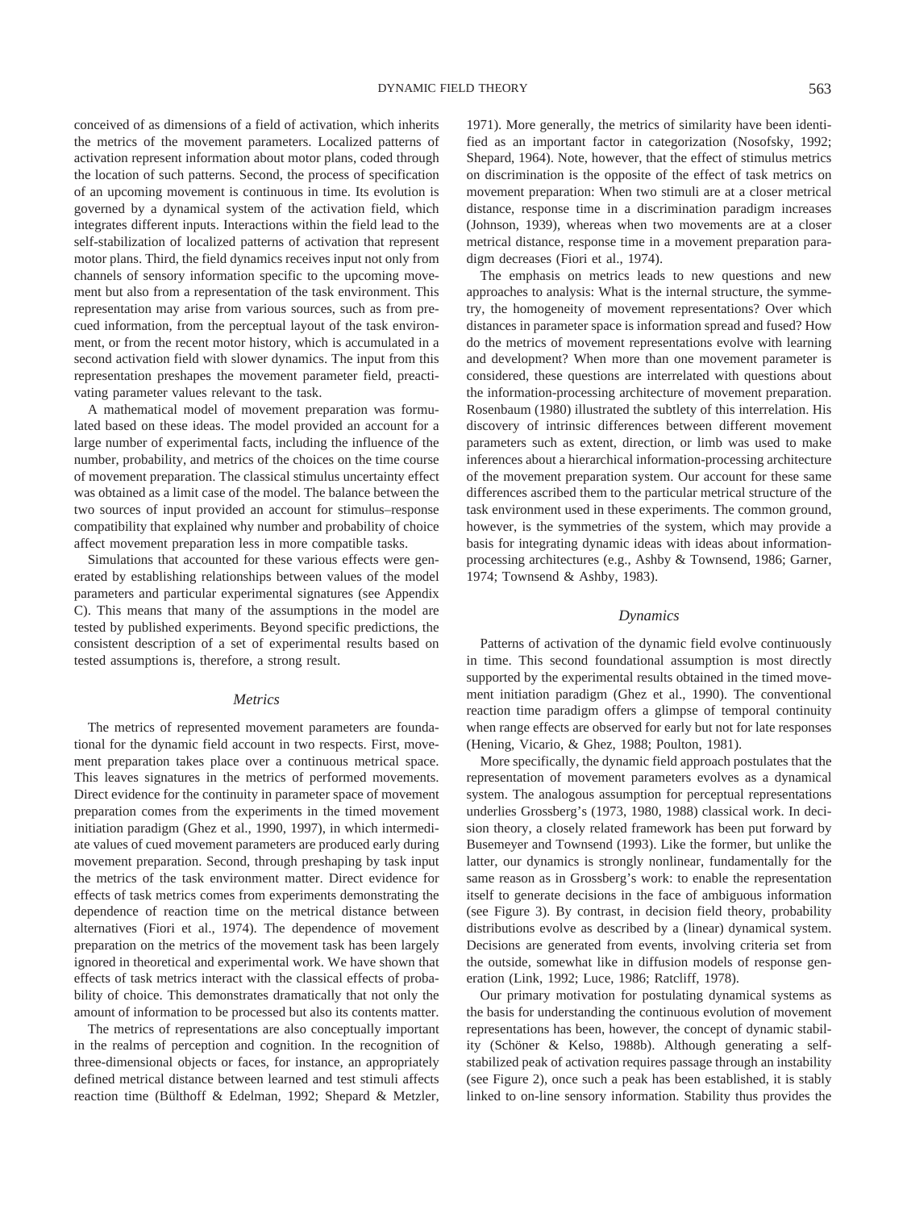conceived of as dimensions of a field of activation, which inherits the metrics of the movement parameters. Localized patterns of activation represent information about motor plans, coded through the location of such patterns. Second, the process of specification of an upcoming movement is continuous in time. Its evolution is governed by a dynamical system of the activation field, which integrates different inputs. Interactions within the field lead to the self-stabilization of localized patterns of activation that represent motor plans. Third, the field dynamics receives input not only from channels of sensory information specific to the upcoming movement but also from a representation of the task environment. This representation may arise from various sources, such as from precued information, from the perceptual layout of the task environment, or from the recent motor history, which is accumulated in a second activation field with slower dynamics. The input from this representation preshapes the movement parameter field, preactivating parameter values relevant to the task.

A mathematical model of movement preparation was formulated based on these ideas. The model provided an account for a large number of experimental facts, including the influence of the number, probability, and metrics of the choices on the time course of movement preparation. The classical stimulus uncertainty effect was obtained as a limit case of the model. The balance between the two sources of input provided an account for stimulus–response compatibility that explained why number and probability of choice affect movement preparation less in more compatible tasks.

Simulations that accounted for these various effects were generated by establishing relationships between values of the model parameters and particular experimental signatures (see Appendix C). This means that many of the assumptions in the model are tested by published experiments. Beyond specific predictions, the consistent description of a set of experimental results based on tested assumptions is, therefore, a strong result.

### *Metrics*

The metrics of represented movement parameters are foundational for the dynamic field account in two respects. First, movement preparation takes place over a continuous metrical space. This leaves signatures in the metrics of performed movements. Direct evidence for the continuity in parameter space of movement preparation comes from the experiments in the timed movement initiation paradigm (Ghez et al., 1990, 1997), in which intermediate values of cued movement parameters are produced early during movement preparation. Second, through preshaping by task input the metrics of the task environment matter. Direct evidence for effects of task metrics comes from experiments demonstrating the dependence of reaction time on the metrical distance between alternatives (Fiori et al., 1974). The dependence of movement preparation on the metrics of the movement task has been largely ignored in theoretical and experimental work. We have shown that effects of task metrics interact with the classical effects of probability of choice. This demonstrates dramatically that not only the amount of information to be processed but also its contents matter.

The metrics of representations are also conceptually important in the realms of perception and cognition. In the recognition of three-dimensional objects or faces, for instance, an appropriately defined metrical distance between learned and test stimuli affects reaction time (Bülthoff & Edelman, 1992; Shepard & Metzler, 1971). More generally, the metrics of similarity have been identified as an important factor in categorization (Nosofsky, 1992; Shepard, 1964). Note, however, that the effect of stimulus metrics on discrimination is the opposite of the effect of task metrics on movement preparation: When two stimuli are at a closer metrical distance, response time in a discrimination paradigm increases (Johnson, 1939), whereas when two movements are at a closer metrical distance, response time in a movement preparation paradigm decreases (Fiori et al., 1974).

The emphasis on metrics leads to new questions and new approaches to analysis: What is the internal structure, the symmetry, the homogeneity of movement representations? Over which distances in parameter space is information spread and fused? How do the metrics of movement representations evolve with learning and development? When more than one movement parameter is considered, these questions are interrelated with questions about the information-processing architecture of movement preparation. Rosenbaum (1980) illustrated the subtlety of this interrelation. His discovery of intrinsic differences between different movement parameters such as extent, direction, or limb was used to make inferences about a hierarchical information-processing architecture of the movement preparation system. Our account for these same differences ascribed them to the particular metrical structure of the task environment used in these experiments. The common ground, however, is the symmetries of the system, which may provide a basis for integrating dynamic ideas with ideas about information-processing architectures (e.g., Ashby & Townsend, 1986; Garner, 1974; Townsend & Ashby, 1983).

### *Dynamics*

Patterns of activation of the dynamic field evolve continuously in time. This second foundational assumption is most directly supported by the experimental results obtained in the timed movement initiation paradigm (Ghez et al., 1990). The conventional reaction time paradigm offers a glimpse of temporal continuity when range effects are observed for early but not for late responses (Hening, Vicario, & Ghez, 1988; Poulton, 1981).

More specifically, the dynamic field approach postulates that the representation of movement parameters evolves as a dynamical system. The analogous assumption for perceptual representations underlies Grossberg's (1973, 1980, 1988) classical work. In decision theory, a closely related framework has been put forward by Busemeyer and Townsend (1993). Like the former, but unlike the latter, our dynamics is strongly nonlinear, fundamentally for the same reason as in Grossberg's work: to enable the representation itself to generate decisions in the face of ambiguous information (see Figure 3). By contrast, in decision field theory, probability distributions evolve as described by a (linear) dynamical system. Decisions are generated from events, involving criteria set from the outside, somewhat like in diffusion models of response generation (Link, 1992; Luce, 1986; Ratcliff, 1978).

Our primary motivation for postulating dynamical systems as the basis for understanding the continuous evolution of movement representations has been, however, the concept of dynamic stability (Schöner & Kelso, 1988b). Although generating a self-stabilized peak of activation requires passage through an instability (see Figure 2), once such a peak has been established, it is stably linked to on-line sensory information. Stability thus provides the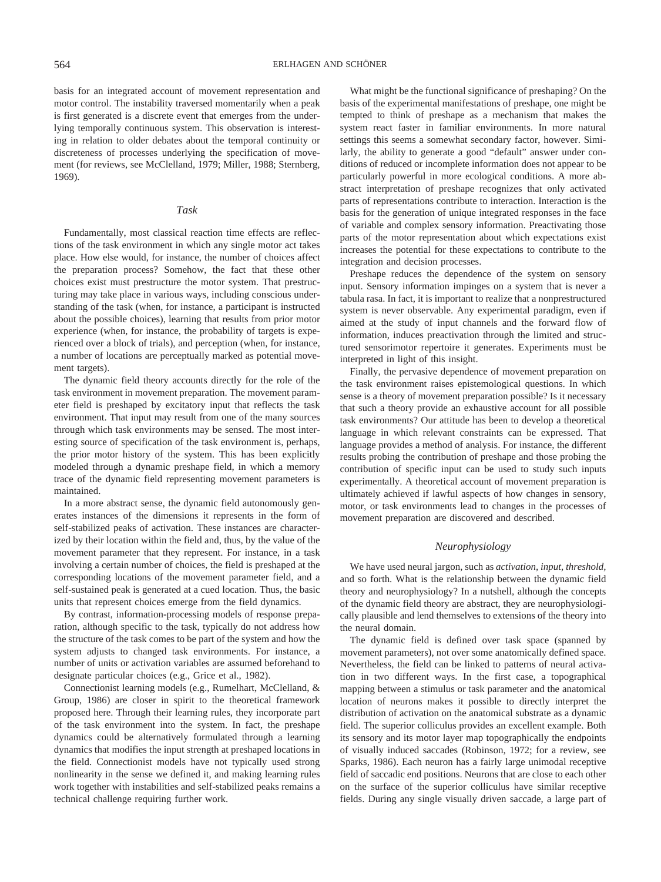basis for an integrated account of movement representation and motor control. The instability traversed momentarily when a peak is first generated is a discrete event that emerges from the underlying temporally continuous system. This observation is interesting in relation to older debates about the temporal continuity or discreteness of processes underlying the specification of movement (for reviews, see McClelland, 1979; Miller, 1988; Sternberg, 1969).

### *Task*

Fundamentally, most classical reaction time effects are reflections of the task environment in which any single motor act takes place. How else would, for instance, the number of choices affect the preparation process? Somehow, the fact that these other choices exist must prestructure the motor system. That prestructuring may take place in various ways, including conscious understanding of the task (when, for instance, a participant is instructed about the possible choices), learning that results from prior motor experience (when, for instance, the probability of targets is experienced over a block of trials), and perception (when, for instance, a number of locations are perceptually marked as potential movement targets).

The dynamic field theory accounts directly for the role of the task environment in movement preparation. The movement parameter field is preshaped by excitatory input that reflects the task environment. That input may result from one of the many sources through which task environments may be sensed. The most interesting source of specification of the task environment is, perhaps, the prior motor history of the system. This has been explicitly modeled through a dynamic preshape field, in which a memory trace of the dynamic field representing movement parameters is maintained.

In a more abstract sense, the dynamic field autonomously generates instances of the dimensions it represents in the form of self-stabilized peaks of activation. These instances are characterized by their location within the field and, thus, by the value of the movement parameter that they represent. For instance, in a task involving a certain number of choices, the field is preshaped at the corresponding locations of the movement parameter field, and a self-sustained peak is generated at a cued location. Thus, the basic units that represent choices emerge from the field dynamics.

By contrast, information-processing models of response preparation, although specific to the task, typically do not address how the structure of the task comes to be part of the system and how the system adjusts to changed task environments. For instance, a number of units or activation variables are assumed beforehand to designate particular choices (e.g., Grice et al., 1982).

Connectionist learning models (e.g., Rumelhart, McClelland, & Group, 1986) are closer in spirit to the theoretical framework proposed here. Through their learning rules, they incorporate part of the task environment into the system. In fact, the preshape dynamics could be alternatively formulated through a learning dynamics that modifies the input strength at preshaped locations in the field. Connectionist models have not typically used strong nonlinearity in the sense we defined it, and making learning rules work together with instabilities and self-stabilized peaks remains a technical challenge requiring further work.

What might be the functional significance of preshaping? On the basis of the experimental manifestations of preshape, one might be tempted to think of preshape as a mechanism that makes the system react faster in familiar environments. In more natural settings this seems a somewhat secondary factor, however. Similarly, the ability to generate a good "default" answer under conditions of reduced or incomplete information does not appear to be particularly powerful in more ecological conditions. A more abstract interpretation of preshape recognizes that only activated parts of representations contribute to interaction. Interaction is the basis for the generation of unique integrated responses in the face of variable and complex sensory information. Preactivating those parts of the motor representation about which expectations exist increases the potential for these expectations to contribute to the integration and decision processes.

Preshape reduces the dependence of the system on sensory input. Sensory information impinges on a system that is never a tabula rasa. In fact, it is important to realize that a nonprestructured system is never observable. Any experimental paradigm, even if aimed at the study of input channels and the forward flow of information, induces preactivation through the limited and structured sensorimotor repertoire it generates. Experiments must be interpreted in light of this insight.

Finally, the pervasive dependence of movement preparation on the task environment raises epistemological questions. In which sense is a theory of movement preparation possible? Is it necessary that such a theory provide an exhaustive account for all possible task environments? Our attitude has been to develop a theoretical language in which relevant constraints can be expressed. That language provides a method of analysis. For instance, the different results probing the contribution of preshape and those probing the contribution of specific input can be used to study such inputs experimentally. A theoretical account of movement preparation is ultimately achieved if lawful aspects of how changes in sensory, motor, or task environments lead to changes in the processes of movement preparation are discovered and described.

### *Neurophysiology*

We have used neural jargon, such as *activation, input, threshold,* and so forth. What is the relationship between the dynamic field theory and neurophysiology? In a nutshell, although the concepts of the dynamic field theory are abstract, they are neurophysiologically plausible and lend themselves to extensions of the theory into the neural domain.

The dynamic field is defined over task space (spanned by movement parameters), not over some anatomically defined space. Nevertheless, the field can be linked to patterns of neural activation in two different ways. In the first case, a topographical mapping between a stimulus or task parameter and the anatomical location of neurons makes it possible to directly interpret the distribution of activation on the anatomical substrate as a dynamic field. The superior colliculus provides an excellent example. Both its sensory and its motor layer map topographically the endpoints of visually induced saccades (Robinson, 1972; for a review, see Sparks, 1986). Each neuron has a fairly large unimodal receptive field of saccadic end positions. Neurons that are close to each other on the surface of the superior colliculus have similar receptive fields. During any single visually driven saccade, a large part of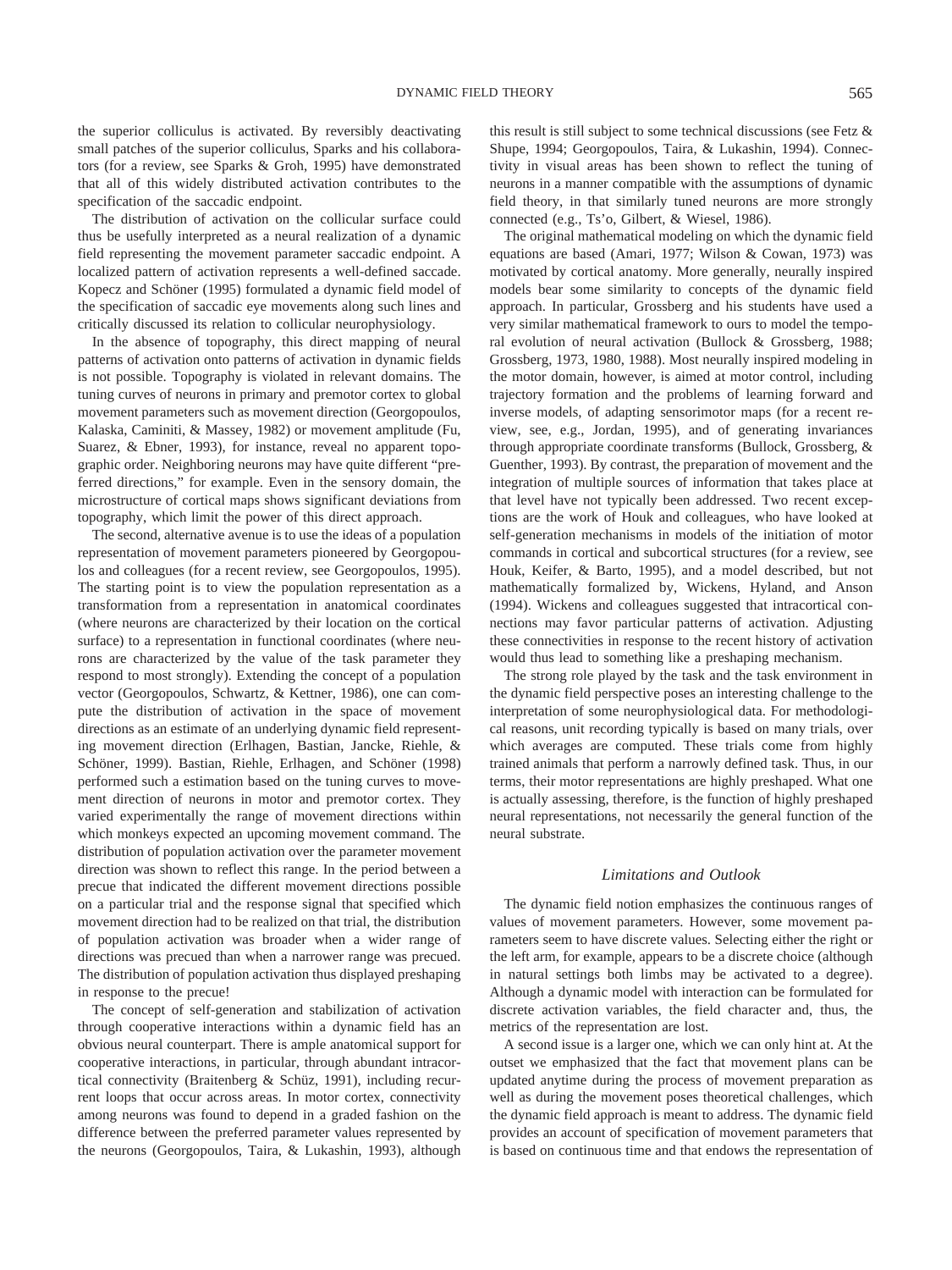the superior colliculus is activated. By reversibly deactivating small patches of the superior colliculus, Sparks and his collaborators (for a review, see Sparks & Groh, 1995) have demonstrated that all of this widely distributed activation contributes to the specification of the saccadic endpoint.

The distribution of activation on the collicular surface could thus be usefully interpreted as a neural realization of a dynamic field representing the movement parameter saccadic endpoint. A localized pattern of activation represents a well-defined saccade. Kopecz and Schöner (1995) formulated a dynamic field model of the specification of saccadic eye movements along such lines and critically discussed its relation to collicular neurophysiology.

In the absence of topography, this direct mapping of neural patterns of activation onto patterns of activation in dynamic fields is not possible. Topography is violated in relevant domains. The tuning curves of neurons in primary and premotor cortex to global movement parameters such as movement direction (Georgopoulos, Kalaska, Caminiti, & Massey, 1982) or movement amplitude (Fu, Suarez, & Ebner, 1993), for instance, reveal no apparent topographic order. Neighboring neurons may have quite different "preferred directions," for example. Even in the sensory domain, the microstructure of cortical maps shows significant deviations from topography, which limit the power of this direct approach.

The second, alternative avenue is to use the ideas of a population representation of movement parameters pioneered by Georgopoulos and colleagues (for a recent review, see Georgopoulos, 1995). The starting point is to view the population representation as a transformation from a representation in anatomical coordinates (where neurons are characterized by their location on the cortical surface) to a representation in functional coordinates (where neurons are characterized by the value of the task parameter they respond to most strongly). Extending the concept of a population vector (Georgopoulos, Schwartz, & Kettner, 1986), one can compute the distribution of activation in the space of movement directions as an estimate of an underlying dynamic field representing movement direction (Erlhagen, Bastian, Jancke, Riehle, & Schöner, 1999). Bastian, Riehle, Erlhagen, and Schöner (1998) performed such a estimation based on the tuning curves to movement direction of neurons in motor and premotor cortex. They varied experimentally the range of movement directions within which monkeys expected an upcoming movement command. The distribution of population activation over the parameter movement direction was shown to reflect this range. In the period between a precue that indicated the different movement directions possible on a particular trial and the response signal that specified which movement direction had to be realized on that trial, the distribution of population activation was broader when a wider range of directions was precued than when a narrower range was precued. The distribution of population activation thus displayed preshaping in response to the precue!

The concept of self-generation and stabilization of activation through cooperative interactions within a dynamic field has an obvious neural counterpart. There is ample anatomical support for cooperative interactions, in particular, through abundant intracortical connectivity (Braitenberg & Schüz, 1991), including recurrent loops that occur across areas. In motor cortex, connectivity among neurons was found to depend in a graded fashion on the difference between the preferred parameter values represented by the neurons (Georgopoulos, Taira, & Lukashin, 1993), although this result is still subject to some technical discussions (see Fetz & Shupe, 1994; Georgopoulos, Taira, & Lukashin, 1994). Connectivity in visual areas has been shown to reflect the tuning of neurons in a manner compatible with the assumptions of dynamic field theory, in that similarly tuned neurons are more strongly connected (e.g., Ts'o, Gilbert, & Wiesel, 1986).

The original mathematical modeling on which the dynamic field equations are based (Amari, 1977; Wilson & Cowan, 1973) was motivated by cortical anatomy. More generally, neurally inspired models bear some similarity to concepts of the dynamic field approach. In particular, Grossberg and his students have used a very similar mathematical framework to ours to model the temporal evolution of neural activation (Bullock & Grossberg, 1988; Grossberg, 1973, 1980, 1988). Most neurally inspired modeling in the motor domain, however, is aimed at motor control, including trajectory formation and the problems of learning forward and inverse models, of adapting sensorimotor maps (for a recent review, see, e.g., Jordan, 1995), and of generating invariances through appropriate coordinate transforms (Bullock, Grossberg, & Guenther, 1993). By contrast, the preparation of movement and the integration of multiple sources of information that takes place at that level have not typically been addressed. Two recent exceptions are the work of Houk and colleagues, who have looked at self-generation mechanisms in models of the initiation of motor commands in cortical and subcortical structures (for a review, see Houk, Keifer, & Barto, 1995), and a model described, but not mathematically formalized by, Wickens, Hyland, and Anson (1994). Wickens and colleagues suggested that intracortical connections may favor particular patterns of activation. Adjusting these connectivities in response to the recent history of activation would thus lead to something like a preshaping mechanism.

The strong role played by the task and the task environment in the dynamic field perspective poses an interesting challenge to the interpretation of some neurophysiological data. For methodological reasons, unit recording typically is based on many trials, over which averages are computed. These trials come from highly trained animals that perform a narrowly defined task. Thus, in our terms, their motor representations are highly preshaped. What one is actually assessing, therefore, is the function of highly preshaped neural representations, not necessarily the general function of the neural substrate.

### *Limitations and Outlook*

The dynamic field notion emphasizes the continuous ranges of values of movement parameters. However, some movement parameters seem to have discrete values. Selecting either the right or the left arm, for example, appears to be a discrete choice (although in natural settings both limbs may be activated to a degree). Although a dynamic model with interaction can be formulated for discrete activation variables, the field character and, thus, the metrics of the representation are lost.

A second issue is a larger one, which we can only hint at. At the outset we emphasized that the fact that movement plans can be updated anytime during the process of movement preparation as well as during the movement poses theoretical challenges, which the dynamic field approach is meant to address. The dynamic field provides an account of specification of movement parameters that is based on continuous time and that endows the representation of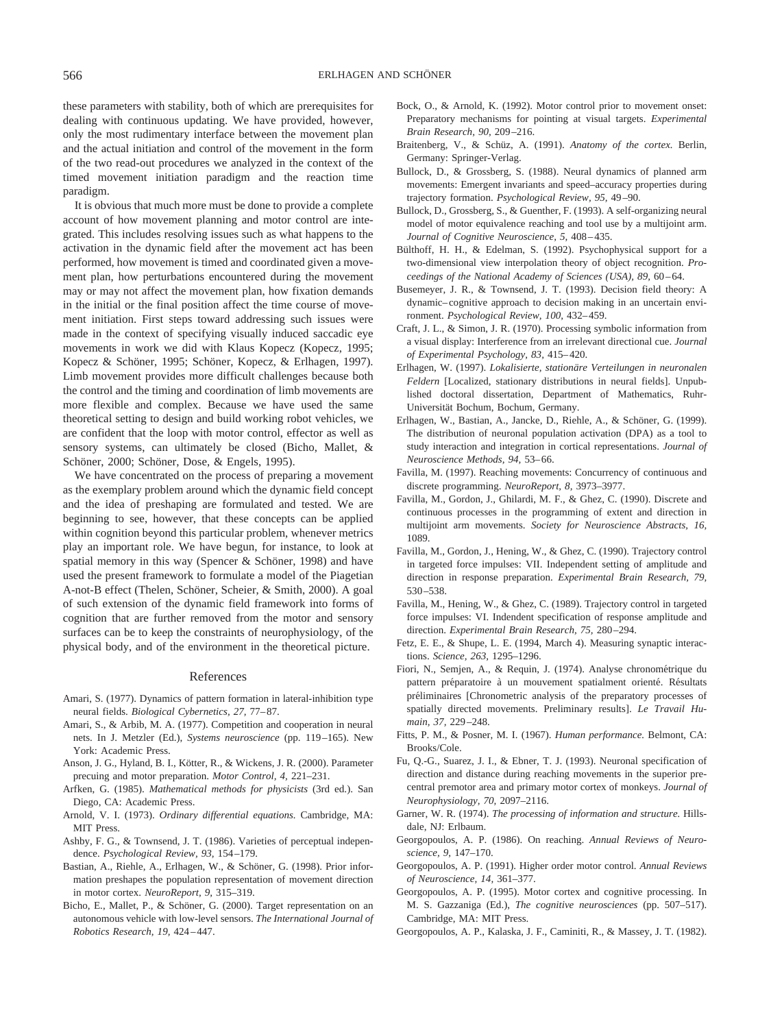these parameters with stability, both of which are prerequisites for dealing with continuous updating. We have provided, however, only the most rudimentary interface between the movement plan and the actual initiation and control of the movement in the form of the two read-out procedures we analyzed in the context of the timed movement initiation paradigm and the reaction time paradigm.

It is obvious that much more must be done to provide a complete account of how movement planning and motor control are integrated. This includes resolving issues such as what happens to the activation in the dynamic field after the movement act has been performed, how movement is timed and coordinated given a movement plan, how perturbations encountered during the movement may or may not affect the movement plan, how fixation demands in the initial or the final position affect the time course of movement initiation. First steps toward addressing such issues were made in the context of specifying visually induced saccadic eye movements in work we did with Klaus Kopecz (Kopecz, 1995; Kopecz & Schöner, 1995; Schöner, Kopecz, & Erlhagen, 1997). Limb movement provides more difficult challenges because both the control and the timing and coordination of limb movements are more flexible and complex. Because we have used the same theoretical setting to design and build working robot vehicles, we are confident that the loop with motor control, effector as well as sensory systems, can ultimately be closed (Bicho, Mallet, & Schöner, 2000; Schöner, Dose, & Engels, 1995).

We have concentrated on the process of preparing a movement as the exemplary problem around which the dynamic field concept and the idea of preshaping are formulated and tested. We are beginning to see, however, that these concepts can be applied within cognition beyond this particular problem, whenever metrics play an important role. We have begun, for instance, to look at spatial memory in this way (Spencer & Schöner, 1998) and have used the present framework to formulate a model of the Piagetian A-not-B effect (Thelen, Schöner, Scheier, & Smith, 2000). A goal of such extension of the dynamic field framework into forms of cognition that are further removed from the motor and sensory surfaces can be to keep the constraints of neurophysiology, of the physical body, and of the environment in the theoretical picture.

## References

Amari, S. (1977). Dynamics of pattern formation in lateral-inhibition type neural fields. *Biological Cybernetics, 27,* 77–87.

Amari, S., & Arbib, M. A. (1977). Competition and cooperation in neural nets. In J. Metzler (Ed.), *Systems neuroscience* (pp. 119–165). New York: Academic Press.

Anson, J. G., Hyland, B. I., Kötter, R., & Wickens, J. R. (2000). Parameter precuing and motor preparation. *Motor Control, 4,* 221–231.

Arfken, G. (1985). *Mathematical methods for physicists* (3rd ed.). San Diego, CA: Academic Press.

Arnold, V. I. (1973). *Ordinary differential equations.* Cambridge, MA: MIT Press.

Ashby, F. G., & Townsend, J. T. (1986). Varieties of perceptual independence. *Psychological Review, 93,* 154–179.

Bastian, A., Riehle, A., Erlhagen, W., & Schöner, G. (1998). Prior information preshapes the population representation of movement direction in motor cortex. *NeuroReport, 9,* 315–319.

Bicho, E., Mallet, P., & Schöner, G. (2000). Target representation on an autonomous vehicle with low-level sensors. *The International Journal of Robotics Research, 19,* 424–447.

Bock, O., & Arnold, K. (1992). Motor control prior to movement onset: Preparatory mechanisms for pointing at visual targets. *Experimental Brain Research, 90,* 209–216.

Braitenberg, V., & Schüz, A. (1991). *Anatomy of the cortex.* Berlin, Germany: Springer-Verlag.

Bullock, D., & Grossberg, S. (1988). Neural dynamics of planned arm movements: Emergent invariants and speed–accuracy properties during trajectory formation. *Psychological Review, 95,* 49–90.

Bullock, D., Grossberg, S., & Guenther, F. (1993). A self-organizing neural model of motor equivalence reaching and tool use by a multijoint arm. *Journal of Cognitive Neuroscience, 5,* 408–435.

Bülthoff, H. H., & Edelman, S. (1992). Psychophysical support for a two-dimensional view interpolation theory of object recognition. *Proceedings of the National Academy of Sciences (USA), 89,* 60–64.

Busemeyer, J. R., & Townsend, J. T. (1993). Decision field theory: A dynamic–cognitive approach to decision making in an uncertain environment. *Psychological Review, 100,* 432–459.

Craft, J. L., & Simon, J. R. (1970). Processing symbolic information from a visual display: Interference from an irrelevant directional cue. *Journal of Experimental Psychology, 83,* 415–420.

Erlhagen, W. (1997). *Lokalisierte, stationäre Verteilungen in neuronalen Feldern* [Localized, stationary distributions in neural fields]. Unpublished doctoral dissertation, Department of Mathematics, Ruhr-Universität Bochum, Bochum, Germany.

Erlhagen, W., Bastian, A., Jancke, D., Riehle, A., & Schöner, G. (1999). The distribution of neuronal population activation (DPA) as a tool to study interaction and integration in cortical representations. *Journal of Neuroscience Methods, 94,* 53–66.

Favilla, M. (1997). Reaching movements: Concurrency of continuous and discrete programming. *NeuroReport, 8,* 3973–3977.

Favilla, M., Gordon, J., Ghilardi, M. F., & Ghez, C. (1990). Discrete and continuous processes in the programming of extent and direction in multijoint arm movements. *Society for Neuroscience Abstracts, 16,* 1089.

Favilla, M., Gordon, J., Hening, W., & Ghez, C. (1990). Trajectory control in targeted force impulses: VII. Independent setting of amplitude and direction in response preparation. *Experimental Brain Research, 79,* 530–538.

Favilla, M., Hening, W., & Ghez, C. (1989). Trajectory control in targeted force impulses: VI. Indendent specification of response amplitude and direction. *Experimental Brain Research, 75,* 280–294.

Fetz, E. E., & Shupe, L. E. (1994, March 4). Measuring synaptic interactions. *Science, 263,* 1295–1296.

Fiori, N., Semjen, A., & Requin, J. (1974). Analyse chronométrique du pattern préparatoire à un mouvement spatialment orienté. Résultats préliminaires [Chronometric analysis of the preparatory processes of spatially directed movements. Preliminary results]. *Le Travail Humain, 37,* 229–248.

Fitts, P. M., & Posner, M. I. (1967). *Human performance.* Belmont, CA: Brooks/Cole.

Fu, Q.-G., Suarez, J. I., & Ebner, T. J. (1993). Neuronal specification of direction and distance during reaching movements in the superior precentral premotor area and primary motor cortex of monkeys. *Journal of Neurophysiology, 70,* 2097–2116.

Garner, W. R. (1974). *The processing of information and structure.* Hillsdale, NJ: Erlbaum.

Georgopoulos, A. P. (1986). On reaching. *Annual Reviews of Neuroscience, 9,* 147–170.

Georgopoulos, A. P. (1991). Higher order motor control. *Annual Reviews of Neuroscience, 14,* 361–377.

Georgopoulos, A. P. (1995). Motor cortex and cognitive processing. In M. S. Gazzaniga (Ed.), *The cognitive neurosciences* (pp. 507–517). Cambridge, MA: MIT Press.

Georgopoulos, A. P., Kalaska, J. F., Caminiti, R., & Massey, J. T. (1982).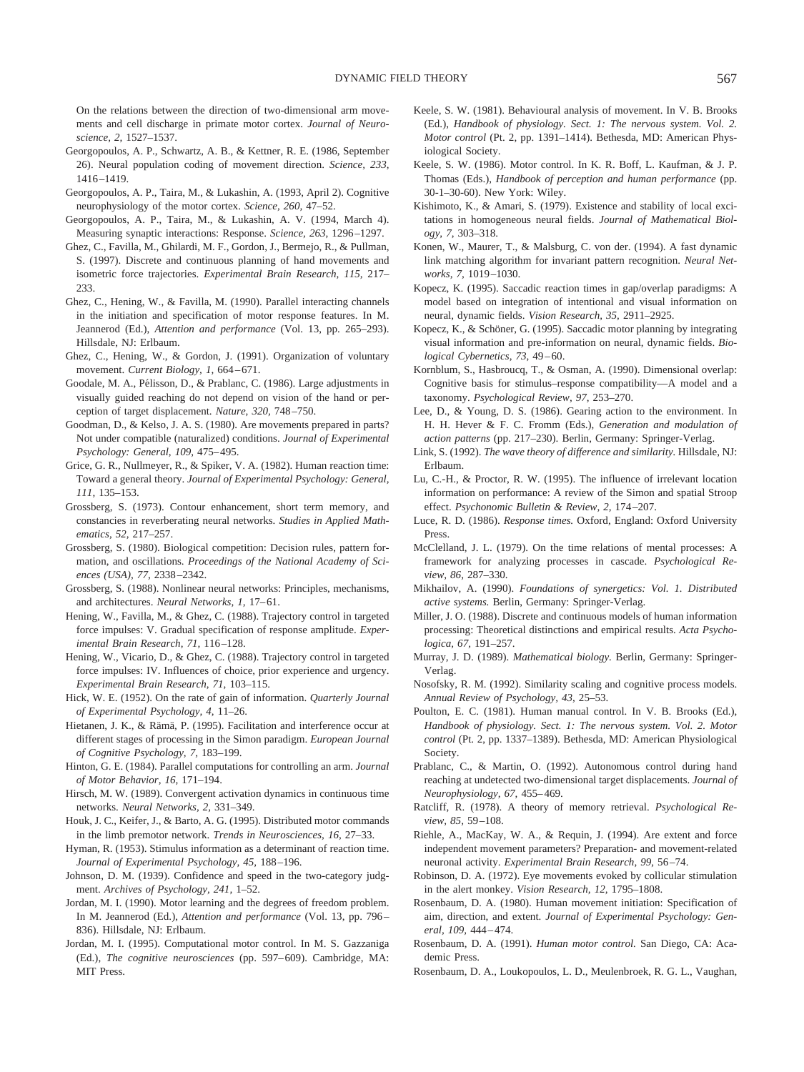On the relations between the direction of two-dimensional arm movements and cell discharge in primate motor cortex. *Journal of Neuroscience, 2,* 1527–1537.

Georgopoulos, A. P., Schwartz, A. B., & Kettner, R. E. (1986, September 26). Neural population coding of movement direction. *Science, 233,* 1416–1419.

Georgopoulos, A. P., Taira, M., & Lukashin, A. (1993, April 2). Cognitive neurophysiology of the motor cortex. *Science, 260,* 47–52.

Georgopoulos, A. P., Taira, M., & Lukashin, A. V. (1994, March 4). Measuring synaptic interactions: Response. *Science, 263,* 1296–1297.

Ghez, C., Favilla, M., Ghilardi, M. F., Gordon, J., Bermejo, R., & Pullman, S. (1997). Discrete and continuous planning of hand movements and isometric force trajectories. *Experimental Brain Research, 115,* 217–233.

Ghez, C., Hening, W., & Favilla, M. (1990). Parallel interacting channels in the initiation and specification of motor response features. In M. Jeannerod (Ed.), *Attention and performance* (Vol. 13, pp. 265–293). Hillsdale, NJ: Erlbaum.

Ghez, C., Hening, W., & Gordon, J. (1991). Organization of voluntary movement. *Current Biology, 1,* 664–671.

Goodale, M. A., Pélisson, D., & Prablanc, C. (1986). Large adjustments in visually guided reaching do not depend on vision of the hand or perception of target displacement. *Nature, 320,* 748–750.

Goodman, D., & Kelso, J. A. S. (1980). Are movements prepared in parts? Not under compatible (naturalized) conditions. *Journal of Experimental Psychology: General, 109,* 475–495.

Grice, G. R., Nullmeyer, R., & Spiker, V. A. (1982). Human reaction time: Toward a general theory. *Journal of Experimental Psychology: General, 111,* 135–153.

Grossberg, S. (1973). Contour enhancement, short term memory, and constancies in reverberating neural networks. *Studies in Applied Mathematics, 52,* 217–257.

Grossberg, S. (1980). Biological competition: Decision rules, pattern formation, and oscillations. *Proceedings of the National Academy of Sciences (USA), 77,* 2338–2342.

Grossberg, S. (1988). Nonlinear neural networks: Principles, mechanisms, and architectures. *Neural Networks, 1,* 17–61.

Hening, W., Favilla, M., & Ghez, C. (1988). Trajectory control in targeted force impulses: V. Gradual specification of response amplitude. *Experimental Brain Research, 71,* 116–128.

Hening, W., Vicario, D., & Ghez, C. (1988). Trajectory control in targeted force impulses: IV. Influences of choice, prior experience and urgency. *Experimental Brain Research, 71,* 103–115.

Hick, W. E. (1952). On the rate of gain of information. *Quarterly Journal of Experimental Psychology, 4,* 11–26.

Hietanen, J. K., & Rämä, P. (1995). Facilitation and interference occur at different stages of processing in the Simon paradigm. *European Journal of Cognitive Psychology, 7,* 183–199.

Hinton, G. E. (1984). Parallel computations for controlling an arm. *Journal of Motor Behavior, 16,* 171–194.

Hirsch, M. W. (1989). Convergent activation dynamics in continuous time networks. *Neural Networks, 2,* 331–349.

Houk, J. C., Keifer, J., & Barto, A. G. (1995). Distributed motor commands in the limb premotor network. *Trends in Neurosciences, 16,* 27–33.

Hyman, R. (1953). Stimulus information as a determinant of reaction time. *Journal of Experimental Psychology, 45,* 188–196.

Johnson, D. M. (1939). Confidence and speed in the two-category judgment. *Archives of Psychology, 241,* 1–52.

Jordan, M. I. (1990). Motor learning and the degrees of freedom problem. In M. Jeannerod (Ed.), *Attention and performance* (Vol. 13, pp. 796–836). Hillsdale, NJ: Erlbaum.

Jordan, M. I. (1995). Computational motor control. In M. S. Gazzaniga (Ed.), *The cognitive neurosciences* (pp. 597–609). Cambridge, MA: MIT Press.

Keele, S. W. (1981). Behavioural analysis of movement. In V. B. Brooks (Ed.), *Handbook of physiology. Sect. 1: The nervous system. Vol. 2. Motor control* (Pt. 2, pp. 1391–1414). Bethesda, MD: American Physiological Society.

Keele, S. W. (1986). Motor control. In K. R. Boff, L. Kaufman, & J. P. Thomas (Eds.), *Handbook of perception and human performance* (pp. 30-1–30-60). New York: Wiley.

Kishimoto, K., & Amari, S. (1979). Existence and stability of local excitations in homogeneous neural fields. *Journal of Mathematical Biology, 7,* 303–318.

Konen, W., Maurer, T., & Malsburg, C. von der. (1994). A fast dynamic link matching algorithm for invariant pattern recognition. *Neural Networks, 7,* 1019–1030.

Kopecz, K. (1995). Saccadic reaction times in gap/overlap paradigms: A model based on integration of intentional and visual information on neural, dynamic fields. *Vision Research, 35,* 2911–2925.

Kopecz, K., & Schöner, G. (1995). Saccadic motor planning by integrating visual information and pre-information on neural, dynamic fields. *Biological Cybernetics, 73,* 49–60.

Kornblum, S., Hasbroucq, T., & Osman, A. (1990). Dimensional overlap: Cognitive basis for stimulus–response compatibility—A model and a taxonomy. *Psychological Review, 97,* 253–270.

Lee, D., & Young, D. S. (1986). Gearing action to the environment. In H. H. Hever & F. C. Fromm (Eds.), *Generation and modulation of action patterns* (pp. 217–230). Berlin, Germany: Springer-Verlag.

Link, S. (1992). *The wave theory of difference and similarity.* Hillsdale, NJ: Erlbaum.

Lu, C.-H., & Proctor, R. W. (1995). The influence of irrelevant location information on performance: A review of the Simon and spatial Stroop effect. *Psychonomic Bulletin & Review, 2,* 174–207.

Luce, R. D. (1986). *Response times.* Oxford, England: Oxford University Press.

McClelland, J. L. (1979). On the time relations of mental processes: A framework for analyzing processes in cascade. *Psychological Review, 86,* 287–330.

Mikhailov, A. (1990). *Foundations of synergetics: Vol. 1. Distributed active systems.* Berlin, Germany: Springer-Verlag.

Miller, J. O. (1988). Discrete and continuous models of human information processing: Theoretical distinctions and empirical results. *Acta Psychologica, 67,* 191–257.

Murray, J. D. (1989). *Mathematical biology.* Berlin, Germany: Springer-Verlag.

Nosofsky, R. M. (1992). Similarity scaling and cognitive process models. *Annual Review of Psychology, 43,* 25–53.

Poulton, E. C. (1981). Human manual control. In V. B. Brooks (Ed.), *Handbook of physiology. Sect. 1: The nervous system. Vol. 2. Motor control* (Pt. 2, pp. 1337–1389). Bethesda, MD: American Physiological Society.

Prablanc, C., & Martin, O. (1992). Autonomous control during hand reaching at undetected two-dimensional target displacements. *Journal of Neurophysiology, 67,* 455–469.

Ratcliff, R. (1978). A theory of memory retrieval. *Psychological Review, 85,* 59–108.

Riehle, A., MacKay, W. A., & Requin, J. (1994). Are extent and force independent movement parameters? Preparation- and movement-related neuronal activity. *Experimental Brain Research, 99,* 56–74.

Robinson, D. A. (1972). Eye movements evoked by collicular stimulation in the alert monkey. *Vision Research, 12,* 1795–1808.

Rosenbaum, D. A. (1980). Human movement initiation: Specification of aim, direction, and extent. *Journal of Experimental Psychology: General, 109,* 444–474.

Rosenbaum, D. A. (1991). *Human motor control.* San Diego, CA: Academic Press.

Rosenbaum, D. A., Loukopoulos, L. D., Meulenbroek, R. G. L., Vaughan,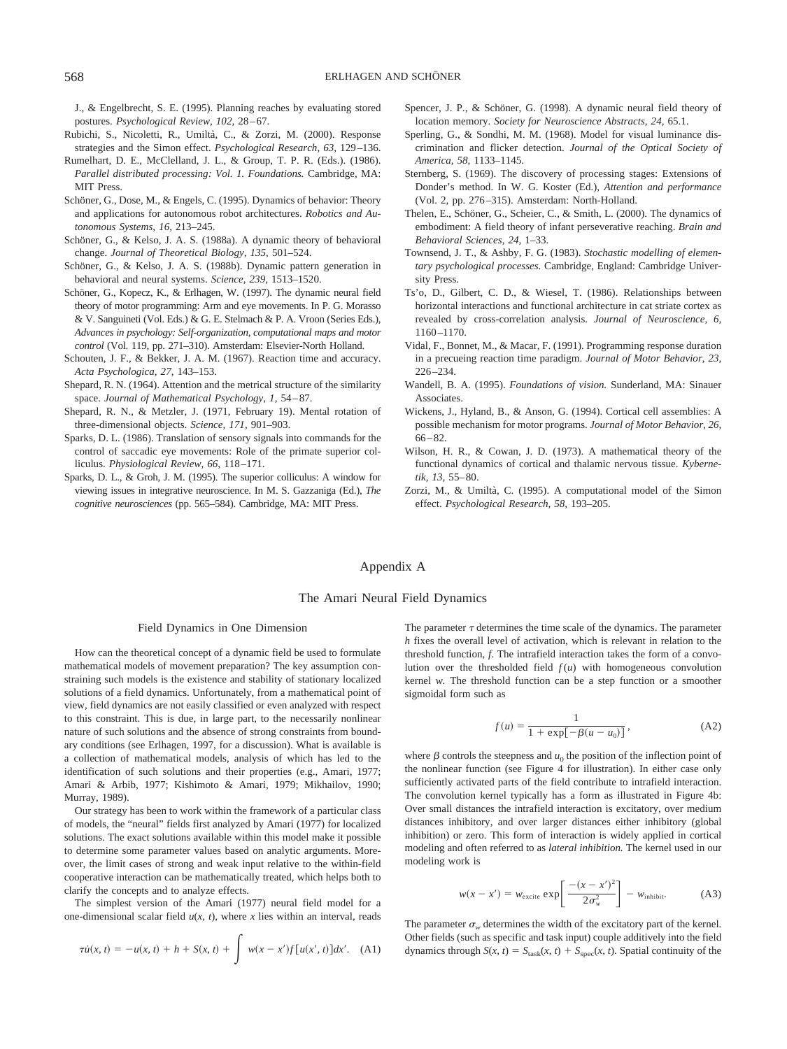J., & Engelbrecht, S. E. (1995). Planning reaches by evaluating stored postures. *Psychological Review, 102,* 28–67.

Rubichi, S., Nicoletti, R., Umiltà, C., & Zorzi, M. (2000). Response strategies and the Simon effect. *Psychological Research, 63,* 129–136.

Rumelhart, D. E., McClelland, J. L., & Group, T. P. R. (Eds.). (1986). *Parallel distributed processing: Vol. 1. Foundations.* Cambridge, MA: MIT Press.

Schöner, G., Dose, M., & Engels, C. (1995). Dynamics of behavior: Theory and applications for autonomous robot architectures. *Robotics and Autonomous Systems, 16,* 213–245.

Schöner, G., & Kelso, J. A. S. (1988a). A dynamic theory of behavioral change. *Journal of Theoretical Biology, 135,* 501–524.

Schöner, G., & Kelso, J. A. S. (1988b). Dynamic pattern generation in behavioral and neural systems. *Science, 239,* 1513–1520.

Schöner, G., Kopecz, K., & Erlhagen, W. (1997). The dynamic neural field theory of motor programming: Arm and eye movements. In P. G. Morasso & V. Sanguineti (Vol. Eds.) & G. E. Stelmach & P. A. Vroon (Series Eds.), *Advances in psychology: Self-organization, computational maps and motor control* (Vol. 119, pp. 271–310). Amsterdam: Elsevier-North Holland.

Schouten, J. F., & Bekker, J. A. M. (1967). Reaction time and accuracy. *Acta Psychologica, 27,* 143–153.

Shepard, R. N. (1964). Attention and the metrical structure of the similarity space. *Journal of Mathematical Psychology, 1,* 54–87.

Shepard, R. N., & Metzler, J. (1971, February 19). Mental rotation of three-dimensional objects. *Science, 171,* 901–903.

Sparks, D. L. (1986). Translation of sensory signals into commands for the control of saccadic eye movements: Role of the primate superior colliculus. *Physiological Review, 66,* 118–171.

Sparks, D. L., & Groh, J. M. (1995). The superior colliculus: A window for viewing issues in integrative neuroscience. In M. S. Gazzaniga (Ed.), *The cognitive neurosciences* (pp. 565–584). Cambridge, MA: MIT Press.

Spencer, J. P., & Schöner, G. (1998). A dynamic neural field theory of location memory. *Society for Neuroscience Abstracts, 24,* 65.1.

Sperling, G., & Sondhi, M. M. (1968). Model for visual luminance discrimination and flicker detection. *Journal of the Optical Society of America, 58,* 1133–1145.

Sternberg, S. (1969). The discovery of processing stages: Extensions of Donder's method. In W. G. Koster (Ed.), *Attention and performance* (Vol. 2, pp. 276–315). Amsterdam: North-Holland.

Thelen, E., Schöner, G., Scheier, C., & Smith, L. (2000). The dynamics of embodiment: A field theory of infant perseverative reaching. *Brain and Behavioral Sciences, 24,* 1–33.

Townsend, J. T., & Ashby, F. G. (1983). *Stochastic modelling of elementary psychological processes.* Cambridge, England: Cambridge University Press.

Ts'o, D., Gilbert, C. D., & Wiesel, T. (1986). Relationships between horizontal interactions and functional architecture in cat striate cortex as revealed by cross-correlation analysis. *Journal of Neuroscience, 6,* 1160–1170.

Vidal, F., Bonnet, M., & Macar, F. (1991). Programming response duration in a precueing reaction time paradigm. *Journal of Motor Behavior, 23,* 226–234.

Wandell, B. A. (1995). *Foundations of vision.* Sunderland, MA: Sinauer Associates.

Wickens, J., Hyland, B., & Anson, G. (1994). Cortical cell assemblies: A possible mechanism for motor programs. *Journal of Motor Behavior, 26,* 66–82.

Wilson, H. R., & Cowan, J. D. (1973). A mathematical theory of the functional dynamics of cortical and thalamic nervous tissue. *Kybernetik, 13,* 55–80.

Zorzi, M., & Umiltà, C. (1995). A computational model of the Simon effect. *Psychological Research, 58,* 193–205.

# Appendix A

## The Amari Neural Field Dynamics

### Field Dynamics in One Dimension

How can the theoretical concept of a dynamic field be used to formulate mathematical models of movement preparation? The key assumption constraining such models is the existence and stability of stationary localized solutions of a field dynamics. Unfortunately, from a mathematical point of view, field dynamics are not easily classified or even analyzed with respect to this constraint. This is due, in large part, to the necessarily nonlinear nature of such solutions and the absence of strong constraints from boundary conditions (see Erlhagen, 1997, for a discussion). What is available is a collection of mathematical models, analysis of which has led to the identification of such solutions and their properties (e.g., Amari, 1977; Amari & Arbib, 1977; Kishimoto & Amari, 1979; Mikhailov, 1990; Murray, 1989).

Our strategy has been to work within the framework of a particular class of models, the "neural" fields first analyzed by Amari (1977) for localized solutions. The exact solutions available within this model make it possible to determine some parameter values based on analytic arguments. Moreover, the limit cases of strong and weak input relative to the within-field cooperative interaction can be mathematically treated, which helps both to clarify the concepts and to analyze effects.

The simplest version of the Amari (1977) neural field model for a one-dimensional scalar field $u(x, t)$, where $x$ lies within an interval, reads

$$\tau\dot{u}(x, t) = -u(x, t) + h + S(x, t) + \int w(x - x')f[u(x', t)]dx'. \quad \text{(A1)}$$

The parameter $\tau$ determines the time scale of the dynamics. The parameter $h$ fixes the overall level of activation, which is relevant in relation to the threshold function, $f$. The intrafield interaction takes the form of a convolution over the thresholded field $f(u)$ with homogeneous convolution kernel $w$. The threshold function can be a step function or a smoother sigmoidal form such as

$$f(u) = \frac{1}{1 + \exp[-\beta(u - u_0)]}, \quad \text{(A2)}$$

where $\beta$ controls the steepness and $u_0$ the position of the inflection point of the nonlinear function (see Figure 4 for illustration). In either case only sufficiently activated parts of the field contribute to intrafield interaction. The convolution kernel typically has a form as illustrated in Figure 4b: Over small distances the intrafield interaction is excitatory, over medium distances inhibitory, and over larger distances either inhibitory (global inhibition) or zero. This form of interaction is widely applied in cortical modeling and often referred to as *lateral inhibition.* The kernel used in our modeling work is

$$w(x - x') = w_{\text{excite}} \exp\left[\frac{-(x - x')^2}{2\sigma_w^2}\right] - w_{\text{inhibit}}. \quad \text{(A3)}$$

The parameter $\sigma_w$ determines the width of the excitatory part of the kernel. Other fields (such as specific and task input) couple additively into the field dynamics through $S(x, t) = S_{\text{task}}(x, t) + S_{\text{spec}}(x, t)$. Spatial continuity of the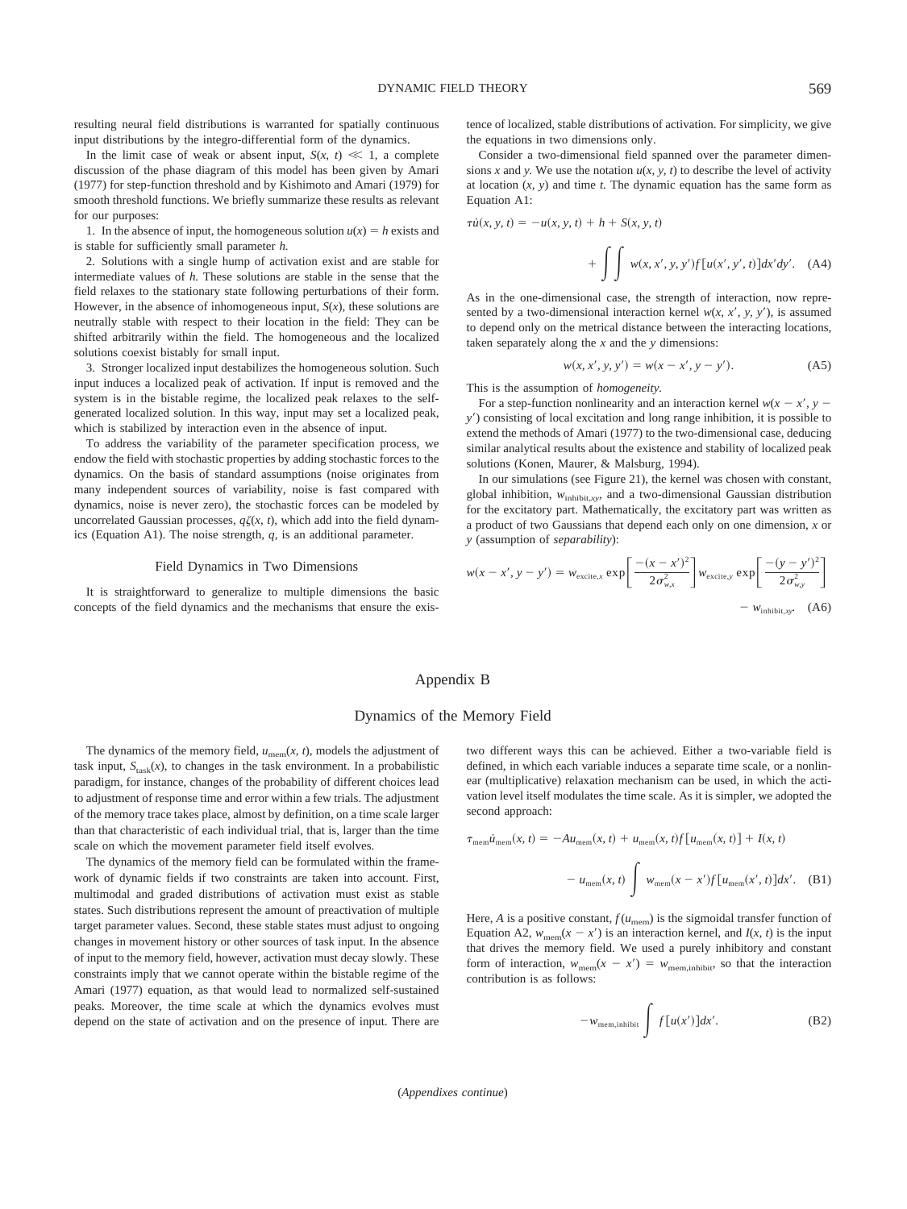resulting neural field distributions is warranted for spatially continuous input distributions by the integro-differential form of the dynamics.

In the limit case of weak or absent input, $S(x, t) \ll 1$, a complete discussion of the phase diagram of this model has been given by Amari (1977) for step-function threshold and by Kishimoto and Amari (1979) for smooth threshold functions. We briefly summarize these results as relevant for our purposes:

1. In the absence of input, the homogeneous solution $u(x) = h$ exists and is stable for sufficiently small parameter $h$.

2. Solutions with a single hump of activation exist and are stable for intermediate values of $h$. These solutions are stable in the sense that the field relaxes to the stationary state following perturbations of their form. However, in the absence of inhomogeneous input, $S(x)$, these solutions are neutrally stable with respect to their location in the field: They can be shifted arbitrarily within the field. The homogeneous and the localized solutions coexist bistably for small input.

3. Stronger localized input destabilizes the homogeneous solution. Such input induces a localized peak of activation. If input is removed and the system is in the bistable regime, the localized peak relaxes to the self-generated localized solution. In this way, input may set a localized peak, which is stabilized by interaction even in the absence of input.

To address the variability of the parameter specification process, we endow the field with stochastic properties by adding stochastic forces to the dynamics. On the basis of standard assumptions (noise originates from many independent sources of variability, noise is fast compared with dynamics, noise is never zero), the stochastic forces can be modeled by uncorrelated Gaussian processes, $q\zeta(x, t)$, which add into the field dynamics (Equation A1). The noise strength, $q$, is an additional parameter.

### Field Dynamics in Two Dimensions

It is straightforward to generalize to multiple dimensions the basic concepts of the field dynamics and the mechanisms that ensure the existence of localized, stable distributions of activation. For simplicity, we give the equations in two dimensions only.

Consider a two-dimensional field spanned over the parameter dimensions $x$ and $y$. We use the notation $u(x, y, t)$ to describe the level of activity at location $(x, y)$ and time $t$. The dynamic equation has the same form as Equation A1:

$$\tau \dot{u}(x, y, t) = -u(x, y, t) + h + S(x, y, t) + \int\int w(x, x', y, y') f[u(x', y', t)] dx' dy'. \quad \text{(A4)}$$

As in the one-dimensional case, the strength of interaction, now represented by a two-dimensional interaction kernel $w(x, x', y, y')$, is assumed to depend only on the metrical distance between the interacting locations, taken separately along the $x$ and the $y$ dimensions:

$$w(x, x', y, y') = w(x - x', y - y'). \quad \text{(A5)}$$

This is the assumption of *homogeneity*.

For a step-function nonlinearity and an interaction kernel $w(x - x', y - y')$ consisting of local excitation and long range inhibition, it is possible to extend the methods of Amari (1977) to the two-dimensional case, deducing similar analytical results about the existence and stability of localized peak solutions (Konen, Maurer, & Malsburg, 1994).

In our simulations (see Figure 21), the kernel was chosen with constant, global inhibition, $w_{\text{inhibit},xy}$, and a two-dimensional Gaussian distribution for the excitatory part. Mathematically, the excitatory part was written as a product of two Gaussians that depend each only on one dimension, $x$ or $y$ (assumption of *separability*):

$$w(x - x', y - y') = w_{\text{excite},x} \exp\left[\frac{-(x - x')^2}{2\sigma_{w,x}^2}\right] w_{\text{excite},y} \exp\left[\frac{-(y - y')^2}{2\sigma_{w,y}^2}\right] - w_{\text{inhibit},xy}. \quad \text{(A6)}$$

## Appendix B

## Dynamics of the Memory Field

The dynamics of the memory field, $u_{\text{mem}}(x, t)$, models the adjustment of task input, $S_{\text{task}}(x)$, to changes in the task environment. In a probabilistic paradigm, for instance, changes of the probability of different choices lead to adjustment of response time and error within a few trials. The adjustment of the memory trace takes place, almost by definition, on a time scale larger than that characteristic of each individual trial, that is, larger than the time scale on which the movement parameter field itself evolves.

The dynamics of the memory field can be formulated within the framework of dynamic fields if two constraints are taken into account. First, multimodal and graded distributions of activation must exist as stable states. Such distributions represent the amount of preactivation of multiple target parameter values. Second, these stable states must adjust to ongoing changes in movement history or other sources of task input. In the absence of input to the memory field, however, activation must decay slowly. These constraints imply that we cannot operate within the bistable regime of the Amari (1977) equation, as that would lead to normalized self-sustained peaks. Moreover, the time scale at which the dynamics evolves must depend on the state of activation and on the presence of input. There are two different ways this can be achieved. Either a two-variable field is defined, in which each variable induces a separate time scale, or a nonlinear (multiplicative) relaxation mechanism can be used, in which the activation level itself modulates the time scale. As it is simpler, we adopted the second approach:

$$\tau_{\text{mem}} \dot{u}_{\text{mem}}(x, t) = -Au_{\text{mem}}(x, t) + u_{\text{mem}}(x, t) f[u_{\text{mem}}(x, t)] + I(x, t) - u_{\text{mem}}(x, t) \int w_{\text{mem}}(x - x') f[u_{\text{mem}}(x', t)] dx'. \quad \text{(B1)}$$

Here, $A$ is a positive constant, $f(u_{\text{mem}})$ is the sigmoidal transfer function of Equation A2, $w_{\text{mem}}(x - x')$ is an interaction kernel, and $I(x, t)$ is the input that drives the memory field. We used a purely inhibitory and constant form of interaction, $w_{\text{mem}}(x - x') = w_{\text{mem,inhibit}}$, so that the interaction contribution is as follows:

$$-w_{\text{mem,inhibit}} \int f[u(x')] dx'. \quad \text{(B2)}$$

(*Appendixes continue*)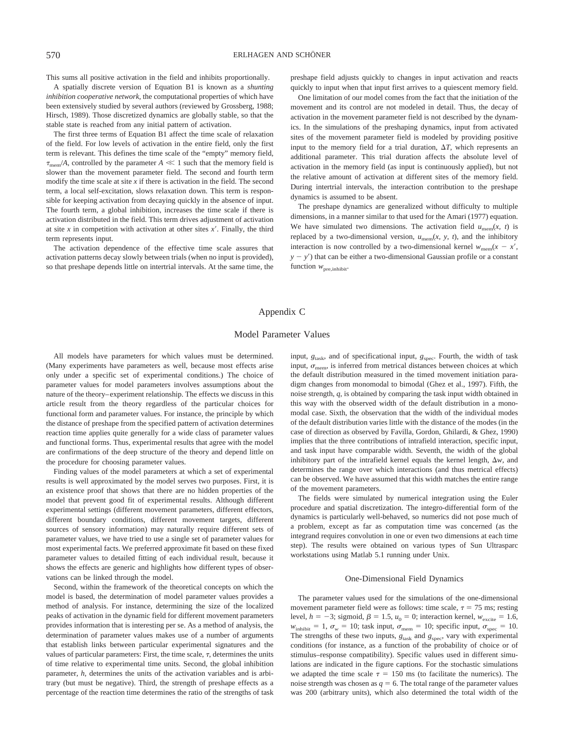This sums all positive activation in the field and inhibits proportionally.

A spatially discrete version of Equation B1 is known as a *shunting inhibition cooperative network*, the computational properties of which have been extensively studied by several authors (reviewed by Grossberg, 1988; Hirsch, 1989). Those discretized dynamics are globally stable, so that the stable state is reached from any initial pattern of activation.

The first three terms of Equation B1 affect the time scale of relaxation of the field. For low levels of activation in the entire field, only the first term is relevant. This defines the time scale of the "empty" memory field, $\tau_{mem}/A$, controlled by the parameter $A \ll 1$ such that the memory field is slower than the movement parameter field. The second and fourth term modify the time scale at site $x$ if there is activation in the field. The second term, a local self-excitation, slows relaxation down. This term is responsible for keeping activation from decaying quickly in the absence of input. The fourth term, a global inhibition, increases the time scale if there is activation distributed in the field. This term drives adjustment of activation at site $x$ in competition with activation at other sites $x'$. Finally, the third term represents input.

The activation dependence of the effective time scale assures that activation patterns decay slowly between trials (when no input is provided), so that preshape depends little on intertrial intervals. At the same time, the preshape field adjusts quickly to changes in input activation and reacts quickly to input when that input first arrives to a quiescent memory field.

One limitation of our model comes from the fact that the initiation of the movement and its control are not modeled in detail. Thus, the decay of activation in the movement parameter field is not described by the dynamics. In the simulations of the preshaping dynamics, input from activated sites of the movement parameter field is modeled by providing positive input to the memory field for a trial duration, $\Delta T$, which represents an additional parameter. This trial duration affects the absolute level of activation in the memory field (as input is continuously applied), but not the relative amount of activation at different sites of the memory field. During intertrial intervals, the interaction contribution to the preshape dynamics is assumed to be absent.

The preshape dynamics are generalized without difficulty to multiple dimensions, in a manner similar to that used for the Amari (1977) equation. We have simulated two dimensions. The activation field $u_{mem}(x, t)$ is replaced by a two-dimensional version, $u_{mem}(x, y, t)$, and the inhibitory interaction is now controlled by a two-dimensional kernel $w_{mem}(x - x', y - y')$ that can be either a two-dimensional Gaussian profile or a constant function $w_{pre,inhibit}$.

# Appendix C

## Model Parameter Values

All models have parameters for which values must be determined. (Many experiments have parameters as well, because most effects arise only under a specific set of experimental conditions.) The choice of parameter values for model parameters involves assumptions about the nature of the theory–experiment relationship. The effects we discuss in this article result from the theory regardless of the particular choices for functional form and parameter values. For instance, the principle by which the distance of preshape from the specified pattern of activation determines reaction time applies quite generally for a wide class of parameter values and functional forms. Thus, experimental results that agree with the model are confirmations of the deep structure of the theory and depend little on the procedure for choosing parameter values.

Finding values of the model parameters at which a set of experimental results is well approximated by the model serves two purposes. First, it is an existence proof that shows that there are no hidden properties of the model that prevent good fit of experimental results. Although different experimental settings (different movement parameters, different effectors, different boundary conditions, different movement targets, different sources of sensory information) may naturally require different sets of parameter values, we have tried to use a single set of parameter values for most experimental facts. We preferred approximate fit based on these fixed parameter values to detailed fitting of each individual result, because it shows the effects are generic and highlights how different types of observations can be linked through the model.

Second, within the framework of the theoretical concepts on which the model is based, the determination of model parameter values provides a method of analysis. For instance, determining the size of the localized peaks of activation in the dynamic field for different movement parameters provides information that is interesting per se. As a method of analysis, the determination of parameter values makes use of a number of arguments that establish links between particular experimental signatures and the values of particular parameters: First, the time scale, $\tau$, determines the units of time relative to experimental time units. Second, the global inhibition parameter, $h$, determines the units of the activation variables and is arbitrary (but must be negative). Third, the strength of preshape effects as a percentage of the reaction time determines the ratio of the strengths of task input, $g_{task}$, and of specificational input, $g_{spec}$. Fourth, the width of task input, $\sigma_{mem}$, is inferred from metrical distances between choices at which the default distribution measured in the timed movement initiation paradigm changes from monomodal to bimodal (Ghez et al., 1997). Fifth, the noise strength, $q$, is obtained by comparing the task input width obtained in this way with the observed width of the default distribution in a monomodal case. Sixth, the observation that the width of the individual modes of the default distribution varies little with the distance of the modes (in the case of direction as observed by Favilla, Gordon, Ghilardi, & Ghez, 1990) implies that the three contributions of intrafield interaction, specific input, and task input have comparable width. Seventh, the width of the global inhibitory part of the intrafield kernel equals the kernel length, $\Delta w$, and determines the range over which interactions (and thus metrical effects) can be observed. We have assumed that this width matches the entire range of the movement parameters.

The fields were simulated by numerical integration using the Euler procedure and spatial discretization. The integro-differential form of the dynamics is particularly well-behaved, so numerics did not pose much of a problem, except as far as computation time was concerned (as the integrand requires convolution in one or even two dimensions at each time step). The results were obtained on various types of Sun Ultrasparc workstations using Matlab 5.1 running under Unix.

### One-Dimensional Field Dynamics

The parameter values used for the simulations of the one-dimensional movement parameter field were as follows: time scale, $\tau = 75$ ms; resting level, $h = -3$; sigmoid, $\beta = 1.5$, $u_0 = 0$; interaction kernel, $w_{excite} = 1.6$, $w_{inhibit} = 1$, $\sigma_w = 10$; task input, $\sigma_{mem} = 10$; specific input, $\sigma_{spec} = 10$. The strengths of these two inputs, $g_{task}$ and $g_{spec}$, vary with experimental conditions (for instance, as a function of the probability of choice or of stimulus–response compatibility). Specific values used in different simulations are indicated in the figure captions. For the stochastic simulations we adapted the time scale $\tau = 150$ ms (to facilitate the numerics). The noise strength was chosen as $q = 6$. The total range of the parameter values was 200 (arbitrary units), which also determined the total width of the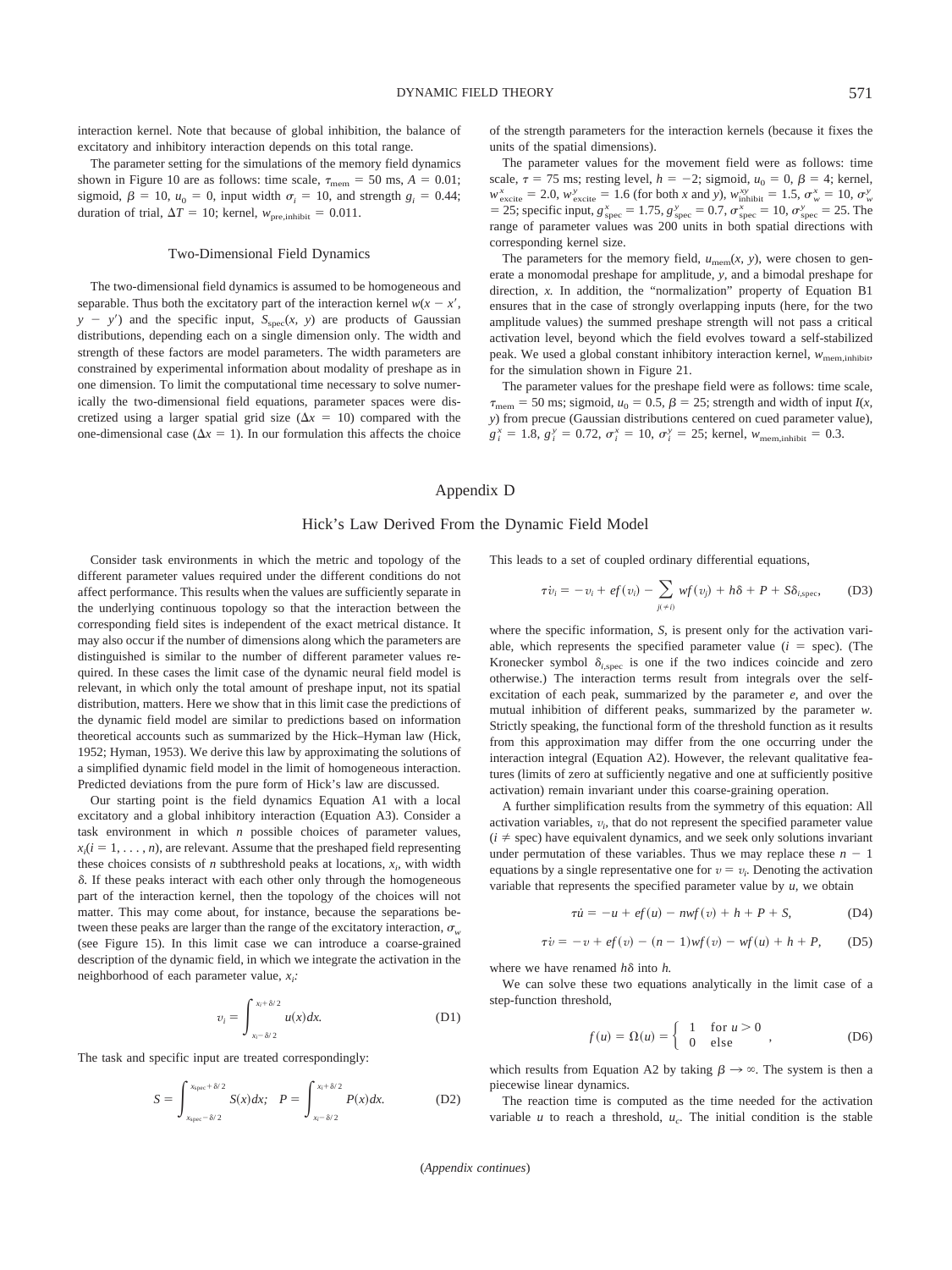interaction kernel. Note that because of global inhibition, the balance of excitatory and inhibitory interaction depends on this total range.

The parameter setting for the simulations of the memory field dynamics shown in Figure 10 are as follows: time scale, $\tau_{\text{mem}} = 50$ ms, $A = 0.01$; sigmoid, $\beta = 10$, $u_0 = 0$, input width $\sigma_i = 10$, and strength $g_i = 0.44$; duration of trial, $\Delta T = 10$; kernel, $w_{\text{pre,inhibit}} = 0.011$.

### Two-Dimensional Field Dynamics

The two-dimensional field dynamics is assumed to be homogeneous and separable. Thus both the excitatory part of the interaction kernel $w(x - x', y - y')$ and the specific input, $S_{\text{spec}}(x, y)$ are products of Gaussian distributions, depending each on a single dimension only. The width and strength of these factors are model parameters. The width parameters are constrained by experimental information about modality of preshape as in one dimension. To limit the computational time necessary to solve numerically the two-dimensional field equations, parameter spaces were discretized using a larger spatial grid size ($\Delta x = 10$) compared with the one-dimensional case ($\Delta x = 1$). In our formulation this affects the choice of the strength parameters for the interaction kernels (because it fixes the units of the spatial dimensions).

The parameter values for the movement field were as follows: time scale, $\tau = 75$ ms; resting level, $h = -2$; sigmoid, $u_0 = 0$, $\beta = 4$; kernel, $w^x_{\text{excite}} = 2.0$, $w^y_{\text{excite}} = 1.6$ (for both $x$ and $y$), $w^{xy}_{\text{inhibit}} = 1.5$, $\sigma^x_w = 10$, $\sigma^y_w = 25$; specific input, $g^x_{\text{spec}} = 1.75$, $g^y_{\text{spec}} = 0.7$, $\sigma^x_{\text{spec}} = 10$, $\sigma^y_{\text{spec}} = 25$. The range of parameter values was 200 units in both spatial directions with corresponding kernel size.

The parameters for the memory field, $u_{\text{mem}}(x, y)$, were chosen to generate a monomodal preshape for amplitude, $y$, and a bimodal preshape for direction, $x$. In addition, the "normalization" property of Equation B1 ensures that in the case of strongly overlapping inputs (here, for the two amplitude values) the summed preshape strength will not pass a critical activation level, beyond which the field evolves toward a self-stabilized peak. We used a global constant inhibitory interaction kernel, $w_{\text{mem,inhibit}}$, for the simulation shown in Figure 21.

The parameter values for the preshape field were as follows: time scale, $\tau_{\text{mem}} = 50$ ms; sigmoid, $u_0 = 0.5$, $\beta = 25$; strength and width of input $I(x, y)$ from precue (Gaussian distributions centered on cued parameter value), $g^x_i = 1.8$, $g^y_i = 0.72$, $\sigma^x_i = 10$, $\sigma^y_i = 25$; kernel, $w_{\text{mem,inhibit}} = 0.3$.

# Appendix D

## Hick's Law Derived From the Dynamic Field Model

Consider task environments in which the metric and topology of the different parameter values required under the different conditions do not affect performance. This results when the values are sufficiently separate in the underlying continuous topology so that the interaction between the corresponding field sites is independent of the exact metrical distance. It may also occur if the number of dimensions along which the parameters are distinguished is similar to the number of different parameter values required. In these cases the limit case of the dynamic neural field model is relevant, in which only the total amount of preshape input, not its spatial distribution, matters. Here we show that in this limit case the predictions of the dynamic field model are similar to predictions based on information theoretical accounts such as summarized by the Hick–Hyman law (Hick, 1952; Hyman, 1953). We derive this law by approximating the solutions of a simplified dynamic field model in the limit of homogeneous interaction. Predicted deviations from the pure form of Hick's law are discussed.

Our starting point is the field dynamics Equation A1 with a local excitatory and a global inhibitory interaction (Equation A3). Consider a task environment in which $n$ possible choices of parameter values, $x_i (i = 1, \ldots, n)$, are relevant. Assume that the preshaped field representing these choices consists of $n$ subthreshold peaks at locations, $x_i$, with width $\delta$. If these peaks interact with each other only through the homogeneous part of the interaction kernel, then the topology of the choices will not matter. This may come about, for instance, because the separations between these peaks are larger than the range of the excitatory interaction, $\sigma_w$ (see Figure 15). In this limit case we can introduce a coarse-grained description of the dynamic field, in which we integrate the activation in the neighborhood of each parameter value, $x_i$:

$$v_i = \int_{x_i - \delta/2}^{x_i + \delta/2} u(x)dx. \tag{D1}$$

The task and specific input are treated correspondingly:

$$S = \int_{x_{\text{spec}} - \delta/2}^{x_{\text{spec}} + \delta/2} S(x)dx; \quad P = \int_{x_i - \delta/2}^{x_i + \delta/2} P(x)dx. \tag{D2}$$

This leads to a set of coupled ordinary differential equations,

$$\tau \dot{v}_i = -v_i + ef(v_i) - \sum_{j(\neq i)} wf(v_j) + h\delta + P + S\delta_{i,\text{spec}}, \tag{D3}$$

where the specific information, $S$, is present only for the activation variable, which represents the specified parameter value ($i$ = spec). (The Kronecker symbol $\delta_{i,\text{spec}}$ is one if the two indices coincide and zero otherwise.) The interaction terms result from integrals over the self-excitation of each peak, summarized by the parameter $e$, and over the mutual inhibition of different peaks, summarized by the parameter $w$. Strictly speaking, the functional form of the threshold function as it results from this approximation may differ from the one occurring under the interaction integral (Equation A2). However, the relevant qualitative features (limits of zero at sufficiently negative and one at sufficiently positive activation) remain invariant under this coarse-graining operation.

A further simplification results from the symmetry of this equation: All activation variables, $v_i$, that do not represent the specified parameter value ($i \neq$ spec) have equivalent dynamics, and we seek only solutions invariant under permutation of these variables. Thus we may replace these $n - 1$ equations by a single representative one for $v = v_i$. Denoting the activation variable that represents the specified parameter value by $u$, we obtain

$$\tau \dot{u} = -u + ef(u) - nwf(v) + h + P + S, \tag{D4}$$

$$\tau \dot{v} = -v + ef(v) - (n-1)wf(v) - wf(u) + h + P, \tag{D5}$$

where we have renamed $h\delta$ into $h$.

We can solve these two equations analytically in the limit case of a step-function threshold,

$$f(u) = \Omega(u) = \begin{cases} 1 & \text{for } u > 0 \\ 0 & \text{else} \end{cases}, \tag{D6}$$

which results from Equation A2 by taking $\beta \to \infty$. The system is then a piecewise linear dynamics.

The reaction time is computed as the time needed for the activation variable $u$ to reach a threshold, $u_c$. The initial condition is the stable

(*Appendix continues*)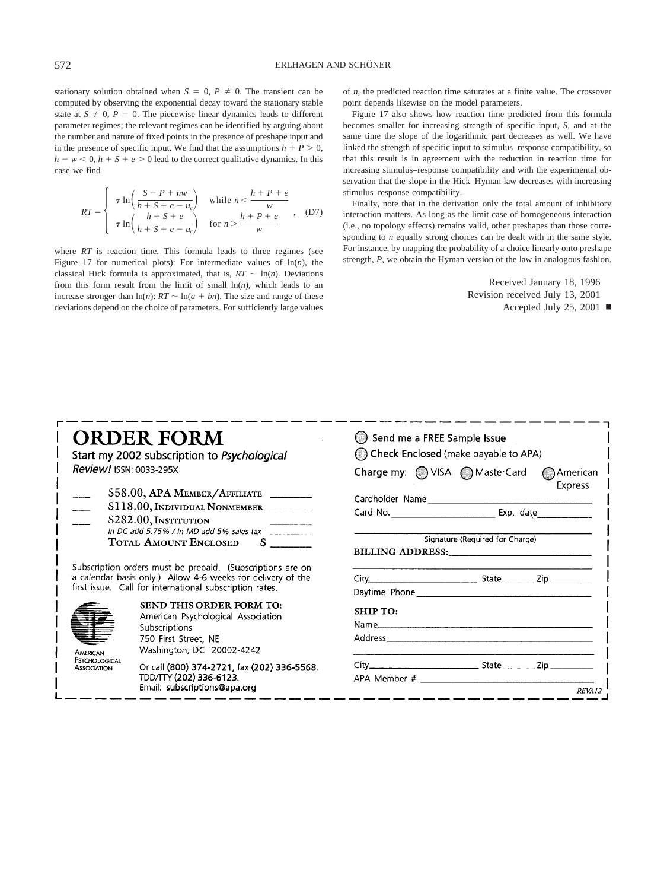stationary solution obtained when $S = 0$, $P \neq 0$. The transient can be computed by observing the exponential decay toward the stationary stable state at $S \neq 0$, $P = 0$. The piecewise linear dynamics leads to different parameter regimes; the relevant regimes can be identified by arguing about the number and nature of fixed points in the presence of preshape input and in the presence of specific input. We find that the assumptions $h + P > 0$, $h - w < 0$, $h + S + e > 0$ lead to the correct qualitative dynamics. In this case we find

$$RT = \begin{cases} \tau \ln\left(\dfrac{S - P + nw}{h + S + e - u_c}\right) & \text{while } n < \dfrac{h + P + e}{w} \\ \tau \ln\left(\dfrac{h + S + e}{h + S + e - u_c}\right) & \text{for } n > \dfrac{h + P + e}{w} \end{cases}, \quad \text{(D7)}$$

where $RT$ is reaction time. This formula leads to three regimes (see Figure 17 for numerical plots): For intermediate values of $\ln(n)$, the classical Hick formula is approximated, that is, $RT \sim \ln(n)$. Deviations from this form result from the limit of small $\ln(n)$, which leads to an increase stronger than $\ln(n)$: $RT \sim \ln(a + bn)$. The size and range of these deviations depend on the choice of parameters. For sufficiently large values of $n$, the predicted reaction time saturates at a finite value. The crossover point depends likewise on the model parameters.

Figure 17 also shows how reaction time predicted from this formula becomes smaller for increasing strength of specific input, $S$, and at the same time the slope of the logarithmic part decreases as well. We have linked the strength of specific input to stimulus–response compatibility, so that this result is in agreement with the reduction in reaction time for increasing stimulus–response compatibility and with the experimental observation that the slope in the Hick–Hyman law decreases with increasing stimulus–response compatibility.

Finally, note that in the derivation only the total amount of inhibitory interaction matters. As long as the limit case of homogeneous interaction (i.e., no topology effects) remains valid, other preshapes than those corresponding to $n$ equally strong choices can be dealt with in the same style. For instance, by mapping the probability of a choice linearly onto preshape strength, $P$, we obtain the Hyman version of the law in analogous fashion.

Received January 18, 1996

Revision received July 13, 2001

Accepted July 25, 2001 ■

# ORDER FORM

Start my 2002 subscription to *Psychological Review!* ISSN: 0033-295X

___ $58.00, APA MEMBER/AFFILIATE ________

___ $118.00, INDIVIDUAL NONMEMBER ________

___ $282.00, INSTITUTION ________

*In DC add 5.75% / In MD add 5% sales tax* ________

TOTAL AMOUNT ENCLOSED $ ________

Subscription orders must be prepaid. (Subscriptions are on a calendar basis only.) Allow 4-6 weeks for delivery of the first issue. Call for international subscription rates.

**SEND THIS ORDER FORM TO:**
American Psychological Association
Subscriptions
750 First Street, NE
Washington, DC 20002-4242

AMERICAN PSYCHOLOGICAL ASSOCIATION

Or call **(800) 374-2721**, fax **(202) 336-5568**.
TDD/TTY **(202) 336-6123**.
Email: **subscriptions@apa.org**

○ Send me a FREE Sample Issue

○ **Check Enclosed** (make payable to APA)

**Charge my:** ○ VISA ○ MasterCard ○ American Express

Cardholder Name ____________________

Card No. ____________________ Exp. date __________

____________________
Signature (Required for Charge)

**BILLING ADDRESS:** ____________________

____________________

City __________ State ______ Zip ________

Daytime Phone ____________________

**SHIP TO:**

Name ____________________

Address ____________________

____________________

City __________ State ______ Zip ________

APA Member # ____________________

*REVA12*